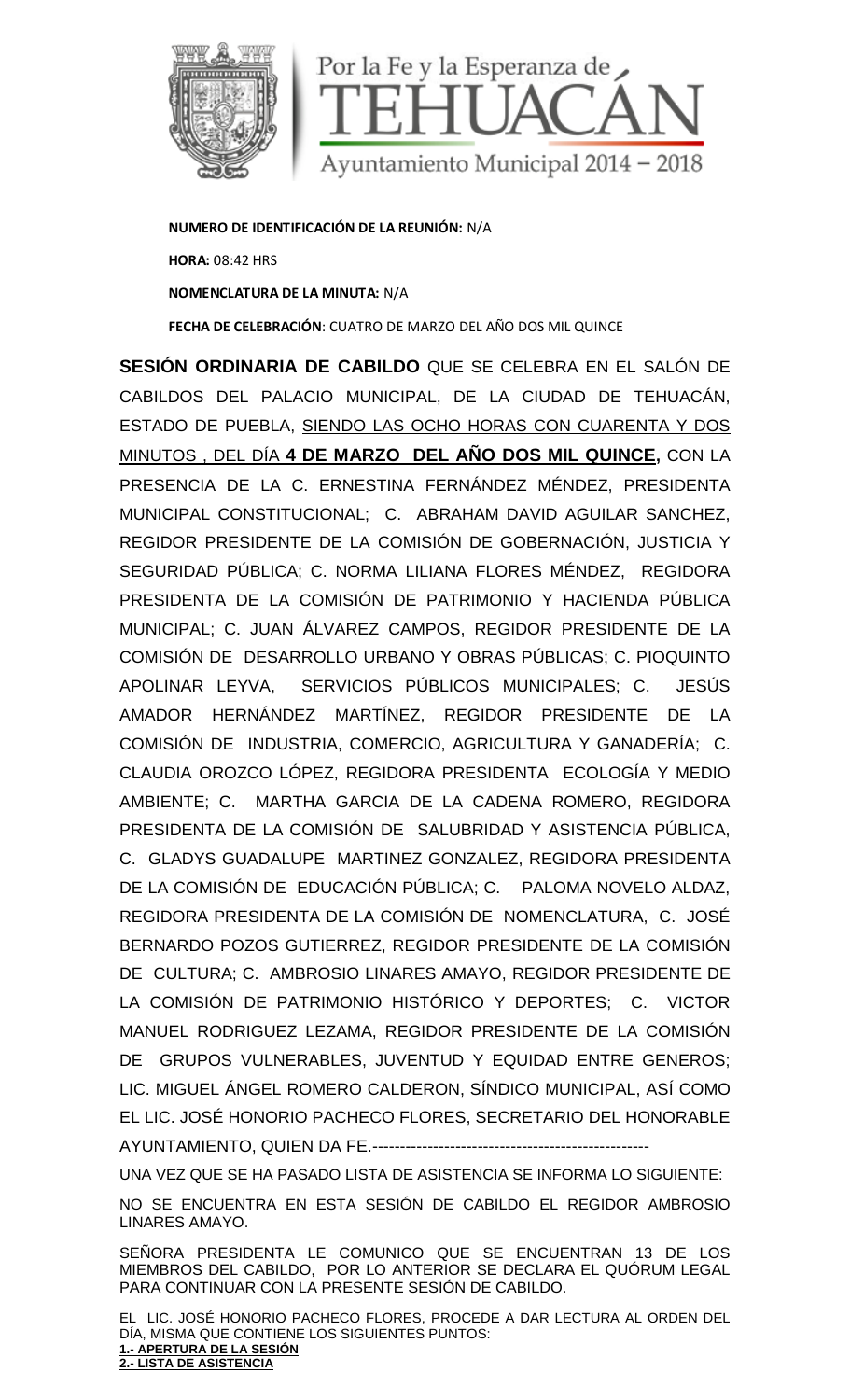Por la Fe y la Esperanza de TEHUACÁN

Ayuntamiento Municipal 2014 – 2018

**NUMERO DE IDENTIFICACIÓN DE LA REUNIÓN:** N/A

**HORA:** 08:42 HRS

**NOMENCLATURA DE LA MINUTA:** N/A

**FECHA DE CELEBRACIÓN**: CUATRO DE MARZO DEL AÑO DOS MIL QUINCE

**SESIÓN ORDINARIA DE CABILDO** QUE SE CELEBRA EN EL SALÓN DE CABILDOS DEL PALACIO MUNICIPAL, DE LA CIUDAD DE TEHUACÁN, ESTADO DE PUEBLA, SIENDO LAS OCHO HORAS CON CUARENTA Y DOS MINUTOS , DEL DÍA **4 DE MARZO DEL AÑO DOS MIL QUINCE,** CON LA PRESENCIA DE LA C. ERNESTINA FERNÁNDEZ MÉNDEZ, PRESIDENTA MUNICIPAL CONSTITUCIONAL; C. ABRAHAM DAVID AGUILAR SANCHEZ, REGIDOR PRESIDENTE DE LA COMISIÓN DE GOBERNACIÓN, JUSTICIA Y SEGURIDAD PÚBLICA; C. NORMA LILIANA FLORES MÉNDEZ, REGIDORA PRESIDENTA DE LA COMISIÓN DE PATRIMONIO Y HACIENDA PÚBLICA MUNICIPAL; C. JUAN ÁLVAREZ CAMPOS, REGIDOR PRESIDENTE DE LA COMISIÓN DE DESARROLLO URBANO Y OBRAS PÚBLICAS; C. PIOQUINTO APOLINAR LEYVA, SERVICIOS PÚBLICOS MUNICIPALES; C. JESÚS AMADOR HERNÁNDEZ MARTÍNEZ, REGIDOR PRESIDENTE DE LA COMISIÓN DE INDUSTRIA, COMERCIO, AGRICULTURA Y GANADERÍA; C. CLAUDIA OROZCO LÓPEZ, REGIDORA PRESIDENTA ECOLOGÍA Y MEDIO AMBIENTE; C. MARTHA GARCIA DE LA CADENA ROMERO, REGIDORA PRESIDENTA DE LA COMISIÓN DE SALUBRIDAD Y ASISTENCIA PÚBLICA, C. GLADYS GUADALUPE MARTINEZ GONZALEZ, REGIDORA PRESIDENTA DE LA COMISIÓN DE EDUCACIÓN PÚBLICA; C. PALOMA NOVELO ALDAZ, REGIDORA PRESIDENTA DE LA COMISIÓN DE NOMENCLATURA, C. JOSÉ BERNARDO POZOS GUTIERREZ, REGIDOR PRESIDENTE DE LA COMISIÓN DE CULTURA; C. AMBROSIO LINARES AMAYO, REGIDOR PRESIDENTE DE LA COMISIÓN DE PATRIMONIO HISTÓRICO Y DEPORTES; C. VICTOR MANUEL RODRIGUEZ LEZAMA, REGIDOR PRESIDENTE DE LA COMISIÓN DE GRUPOS VULNERABLES, JUVENTUD Y EQUIDAD ENTRE GENEROS; LIC. MIGUEL ÁNGEL ROMERO CALDERON, SÍNDICO MUNICIPAL, ASÍ COMO EL LIC. JOSÉ HONORIO PACHECO FLORES, SECRETARIO DEL HONORABLE AYUNTAMIENTO, QUIEN DA FE.--------------------------------------------------

UNA VEZ QUE SE HA PASADO LISTA DE ASISTENCIA SE INFORMA LO SIGUIENTE:

NO SE ENCUENTRA EN ESTA SESIÓN DE CABILDO EL REGIDOR AMBROSIO LINARES AMAYO.

SEÑORA PRESIDENTA LE COMUNICO QUE SE ENCUENTRAN 13 DE LOS MIEMBROS DEL CABILDO, POR LO ANTERIOR SE DECLARA EL QUÓRUM LEGAL PARA CONTINUAR CON LA PRESENTE SESIÓN DE CABILDO.

EL LIC. JOSÉ HONORIO PACHECO FLORES, PROCEDE A DAR LECTURA AL ORDEN DEL DÍA, MISMA QUE CONTIENE LOS SIGUIENTES PUNTOS:

**1.- APERTURA DE LA SESIÓN**

**2.- LISTA DE ASISTENCIA**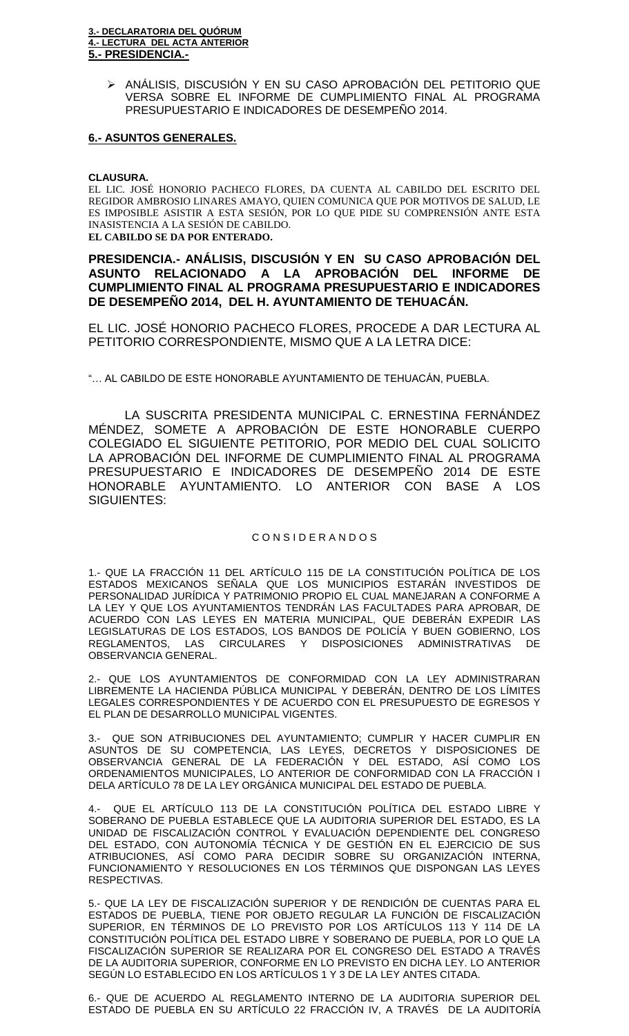**3.- DECLARATORIA DEL QUÓRUM**
**4.- LECTURA DEL ACTA ANTERIOR**
**5.- PRESIDENCIA.-**

- ANÁLISIS, DISCUSIÓN Y EN SU CASO APROBACIÓN DEL PETITORIO QUE VERSA SOBRE EL INFORME DE CUMPLIMIENTO FINAL AL PROGRAMA PRESUPUESTARIO E INDICADORES DE DESEMPEÑO 2014.

**6.- ASUNTOS GENERALES.**

**CLAUSURA.**

EL LIC. JOSÉ HONORIO PACHECO FLORES, DA CUENTA AL CABILDO DEL ESCRITO DEL REGIDOR AMBROSIO LINARES AMAYO, QUIEN COMUNICA QUE POR MOTIVOS DE SALUD, LE ES IMPOSIBLE ASISTIR A ESTA SESIÓN, POR LO QUE PIDE SU COMPRENSIÓN ANTE ESTA INASISTENCIA A LA SESIÓN DE CABILDO.

**EL CABILDO SE DA POR ENTERADO.**

**PRESIDENCIA.- ANÁLISIS, DISCUSIÓN Y EN SU CASO APROBACIÓN DEL ASUNTO RELACIONADO A LA APROBACIÓN DEL INFORME DE CUMPLIMIENTO FINAL AL PROGRAMA PRESUPUESTARIO E INDICADORES DE DESEMPEÑO 2014, DEL H. AYUNTAMIENTO DE TEHUACÁN.**

EL LIC. JOSÉ HONORIO PACHECO FLORES, PROCEDE A DAR LECTURA AL PETITORIO CORRESPONDIENTE, MISMO QUE A LA LETRA DICE:

"… AL CABILDO DE ESTE HONORABLE AYUNTAMIENTO DE TEHUACÁN, PUEBLA.

LA SUSCRITA PRESIDENTA MUNICIPAL C. ERNESTINA FERNÁNDEZ MÉNDEZ, SOMETE A APROBACIÓN DE ESTE HONORABLE CUERPO COLEGIADO EL SIGUIENTE PETITORIO, POR MEDIO DEL CUAL SOLICITO LA APROBACIÓN DEL INFORME DE CUMPLIMIENTO FINAL AL PROGRAMA PRESUPUESTARIO E INDICADORES DE DESEMPEÑO 2014 DE ESTE HONORABLE AYUNTAMIENTO. LO ANTERIOR CON BASE A LOS SIGUIENTES:

C O N S I D E R A N D O S

1.- QUE LA FRACCIÓN 11 DEL ARTÍCULO 115 DE LA CONSTITUCIÓN POLÍTICA DE LOS ESTADOS MEXICANOS SEÑALA QUE LOS MUNICIPIOS ESTARÁN INVESTIDOS DE PERSONALIDAD JURÍDICA Y PATRIMONIO PROPIO EL CUAL MANEJARAN A CONFORME A LA LEY Y QUE LOS AYUNTAMIENTOS TENDRÁN LAS FACULTADES PARA APROBAR, DE ACUERDO CON LAS LEYES EN MATERIA MUNICIPAL, QUE DEBERÁN EXPEDIR LAS LEGISLATURAS DE LOS ESTADOS, LOS BANDOS DE POLICÍA Y BUEN GOBIERNO, LOS REGLAMENTOS, LAS CIRCULARES Y DISPOSICIONES ADMINISTRATIVAS DE OBSERVANCIA GENERAL.

2.- QUE LOS AYUNTAMIENTOS DE CONFORMIDAD CON LA LEY ADMINISTRARAN LIBREMENTE LA HACIENDA PÚBLICA MUNICIPAL Y DEBERÁN, DENTRO DE LOS LÍMITES LEGALES CORRESPONDIENTES Y DE ACUERDO CON EL PRESUPUESTO DE EGRESOS Y EL PLAN DE DESARROLLO MUNICIPAL VIGENTES.

3.- QUE SON ATRIBUCIONES DEL AYUNTAMIENTO; CUMPLIR Y HACER CUMPLIR EN ASUNTOS DE SU COMPETENCIA, LAS LEYES, DECRETOS Y DISPOSICIONES DE OBSERVANCIA GENERAL DE LA FEDERACIÓN Y DEL ESTADO, ASÍ COMO LOS ORDENAMIENTOS MUNICIPALES, LO ANTERIOR DE CONFORMIDAD CON LA FRACCIÓN I DELA ARTÍCULO 78 DE LA LEY ORGÁNICA MUNICIPAL DEL ESTADO DE PUEBLA.

4.- QUE EL ARTÍCULO 113 DE LA CONSTITUCIÓN POLÍTICA DEL ESTADO LIBRE Y SOBERANO DE PUEBLA ESTABLECE QUE LA AUDITORIA SUPERIOR DEL ESTADO, ES LA UNIDAD DE FISCALIZACIÓN CONTROL Y EVALUACIÓN DEPENDIENTE DEL CONGRESO DEL ESTADO, CON AUTONOMÍA TÉCNICA Y DE GESTIÓN EN EL EJERCICIO DE SUS ATRIBUCIONES, ASÍ COMO PARA DECIDIR SOBRE SU ORGANIZACIÓN INTERNA, FUNCIONAMIENTO Y RESOLUCIONES EN LOS TÉRMINOS QUE DISPONGAN LAS LEYES RESPECTIVAS.

5.- QUE LA LEY DE FISCALIZACIÓN SUPERIOR Y DE RENDICIÓN DE CUENTAS PARA EL ESTADOS DE PUEBLA, TIENE POR OBJETO REGULAR LA FUNCIÓN DE FISCALIZACIÓN SUPERIOR, EN TÉRMINOS DE LO PREVISTO POR LOS ARTÍCULOS 113 Y 114 DE LA CONSTITUCIÓN POLÍTICA DEL ESTADO LIBRE Y SOBERANO DE PUEBLA, POR LO QUE LA FISCALIZACIÓN SUPERIOR SE REALIZARA POR EL CONGRESO DEL ESTADO A TRAVÉS DE LA AUDITORIA SUPERIOR, CONFORME EN LO PREVISTO EN DICHA LEY. LO ANTERIOR SEGÚN LO ESTABLECIDO EN LOS ARTÍCULOS 1 Y 3 DE LA LEY ANTES CITADA.

6.- QUE DE ACUERDO AL REGLAMENTO INTERNO DE LA AUDITORIA SUPERIOR DEL ESTADO DE PUEBLA EN SU ARTÍCULO 22 FRACCIÓN IV, A TRAVÉS DE LA AUDITORÍA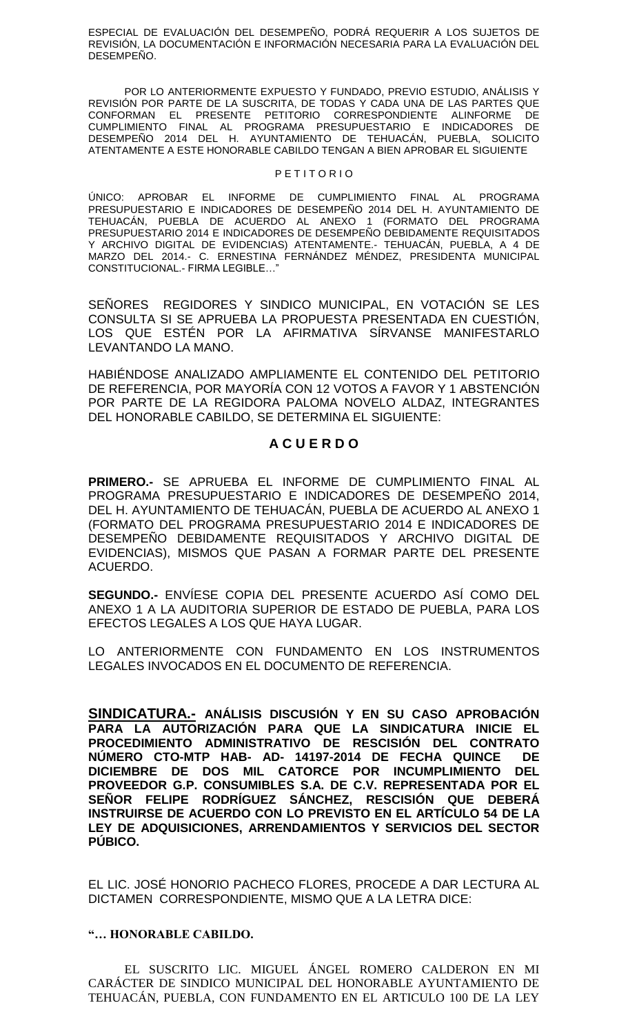ESPECIAL DE EVALUACIÓN DEL DESEMPEÑO, PODRÁ REQUERIR A LOS SUJETOS DE REVISIÓN, LA DOCUMENTACIÓN E INFORMACIÓN NECESARIA PARA LA EVALUACIÓN DEL DESEMPEÑO.

POR LO ANTERIORMENTE EXPUESTO Y FUNDADO, PREVIO ESTUDIO, ANÁLISIS Y REVISIÓN POR PARTE DE LA SUSCRITA, DE TODAS Y CADA UNA DE LAS PARTES QUE CONFORMAN EL PRESENTE PETITORIO CORRESPONDIENTE ALINFORME DE CUMPLIMIENTO FINAL AL PROGRAMA PRESUPUESTARIO E INDICADORES DE DESEMPEÑO 2014 DEL H. AYUNTAMIENTO DE TEHUACÁN, PUEBLA, SOLICITO ATENTAMENTE A ESTE HONORABLE CABILDO TENGAN A BIEN APROBAR EL SIGUIENTE

P E T I T O R I O

ÚNICO: APROBAR EL INFORME DE CUMPLIMIENTO FINAL AL PROGRAMA PRESUPUESTARIO E INDICADORES DE DESEMPEÑO 2014 DEL H. AYUNTAMIENTO DE TEHUACÁN, PUEBLA DE ACUERDO AL ANEXO 1 (FORMATO DEL PROGRAMA PRESUPUESTARIO 2014 E INDICADORES DE DESEMPEÑO DEBIDAMENTE REQUISITADOS Y ARCHIVO DIGITAL DE EVIDENCIAS) ATENTAMENTE.- TEHUACÁN, PUEBLA, A 4 DE MARZO DEL 2014.- C. ERNESTINA FERNÁNDEZ MÉNDEZ, PRESIDENTA MUNICIPAL CONSTITUCIONAL.- FIRMA LEGIBLE…"

SEÑORES REGIDORES Y SINDICO MUNICIPAL, EN VOTACIÓN SE LES CONSULTA SI SE APRUEBA LA PROPUESTA PRESENTADA EN CUESTIÓN, LOS QUE ESTÉN POR LA AFIRMATIVA SÍRVANSE MANIFESTARLO LEVANTANDO LA MANO.

HABIÉNDOSE ANALIZADO AMPLIAMENTE EL CONTENIDO DEL PETITORIO DE REFERENCIA, POR MAYORÍA CON 12 VOTOS A FAVOR Y 1 ABSTENCIÓN POR PARTE DE LA REGIDORA PALOMA NOVELO ALDAZ, INTEGRANTES DEL HONORABLE CABILDO, SE DETERMINA EL SIGUIENTE:

## A C U E R D O

**PRIMERO.-** SE APRUEBA EL INFORME DE CUMPLIMIENTO FINAL AL PROGRAMA PRESUPUESTARIO E INDICADORES DE DESEMPEÑO 2014, DEL H. AYUNTAMIENTO DE TEHUACÁN, PUEBLA DE ACUERDO AL ANEXO 1 (FORMATO DEL PROGRAMA PRESUPUESTARIO 2014 E INDICADORES DE DESEMPEÑO DEBIDAMENTE REQUISITADOS Y ARCHIVO DIGITAL DE EVIDENCIAS), MISMOS QUE PASAN A FORMAR PARTE DEL PRESENTE ACUERDO.

**SEGUNDO.-** ENVÍESE COPIA DEL PRESENTE ACUERDO ASÍ COMO DEL ANEXO 1 A LA AUDITORIA SUPERIOR DE ESTADO DE PUEBLA, PARA LOS EFECTOS LEGALES A LOS QUE HAYA LUGAR.

LO ANTERIORMENTE CON FUNDAMENTO EN LOS INSTRUMENTOS LEGALES INVOCADOS EN EL DOCUMENTO DE REFERENCIA.

**SINDICATURA.- ANÁLISIS DISCUSIÓN Y EN SU CASO APROBACIÓN PARA LA AUTORIZACIÓN PARA QUE LA SINDICATURA INICIE EL PROCEDIMIENTO ADMINISTRATIVO DE RESCISIÓN DEL CONTRATO NÚMERO CTO-MTP HAB- AD- 14197-2014 DE FECHA QUINCE DE DICIEMBRE DE DOS MIL CATORCE POR INCUMPLIMIENTO DEL PROVEEDOR G.P. CONSUMIBLES S.A. DE C.V. REPRESENTADA POR EL SEÑOR FELIPE RODRÍGUEZ SÁNCHEZ, RESCISIÓN QUE DEBERÁ INSTRUIRSE DE ACUERDO CON LO PREVISTO EN EL ARTÍCULO 54 DE LA LEY DE ADQUISICIONES, ARRENDAMIENTOS Y SERVICIOS DEL SECTOR PÚBICO.**

EL LIC. JOSÉ HONORIO PACHECO FLORES, PROCEDE A DAR LECTURA AL DICTAMEN CORRESPONDIENTE, MISMO QUE A LA LETRA DICE:

**"… HONORABLE CABILDO.**

EL SUSCRITO LIC. MIGUEL ÁNGEL ROMERO CALDERON EN MI CARÁCTER DE SINDICO MUNICIPAL DEL HONORABLE AYUNTAMIENTO DE TEHUACÁN, PUEBLA, CON FUNDAMENTO EN EL ARTICULO 100 DE LA LEY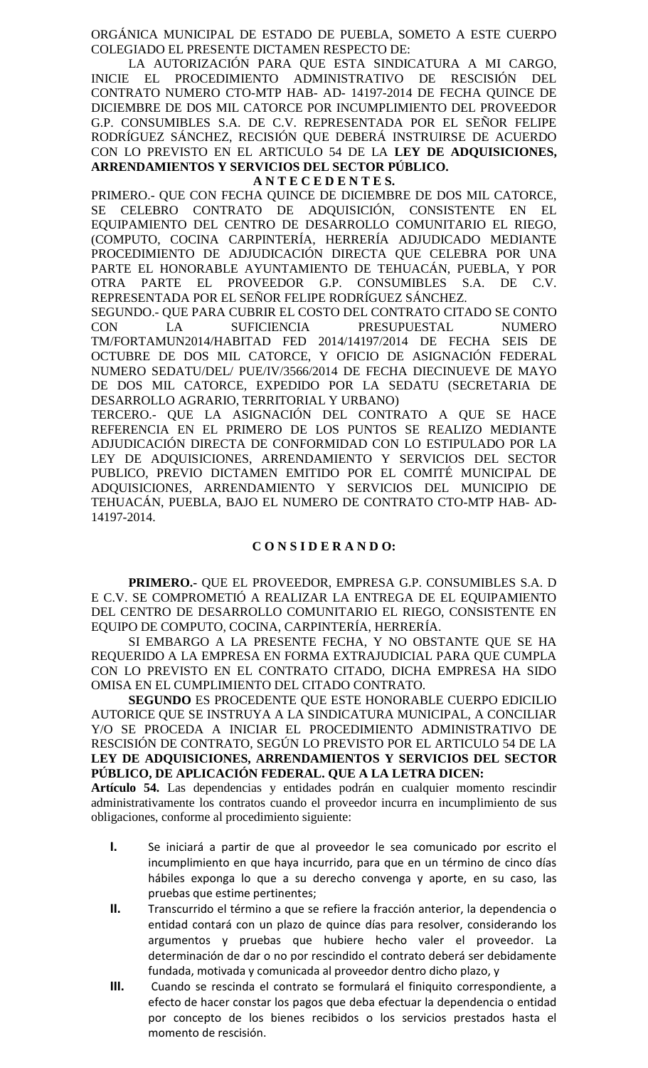ORGÁNICA MUNICIPAL DE ESTADO DE PUEBLA, SOMETO A ESTE CUERPO COLEGIADO EL PRESENTE DICTAMEN RESPECTO DE:

LA AUTORIZACIÓN PARA QUE ESTA SINDICATURA A MI CARGO, INICIE EL PROCEDIMIENTO ADMINISTRATIVO DE RESCISIÓN DEL CONTRATO NUMERO CTO-MTP HAB- AD- 14197-2014 DE FECHA QUINCE DE DICIEMBRE DE DOS MIL CATORCE POR INCUMPLIMIENTO DEL PROVEEDOR G.P. CONSUMIBLES S.A. DE C.V. REPRESENTADA POR EL SEÑOR FELIPE RODRÍGUEZ SÁNCHEZ, RECISIÓN QUE DEBERÁ INSTRUIRSE DE ACUERDO CON LO PREVISTO EN EL ARTICULO 54 DE LA **LEY DE ADQUISICIONES, ARRENDAMIENTOS Y SERVICIOS DEL SECTOR PÚBLICO.**

**A N T E C E D E N T E S.**

PRIMERO.- QUE CON FECHA QUINCE DE DICIEMBRE DE DOS MIL CATORCE, SE CELEBRO CONTRATO DE ADQUISICIÓN, CONSISTENTE EN EL EQUIPAMIENTO DEL CENTRO DE DESARROLLO COMUNITARIO EL RIEGO, (COMPUTO, COCINA CARPINTERÍA, HERRERÍA ADJUDICADO MEDIANTE PROCEDIMIENTO DE ADJUDICACIÓN DIRECTA QUE CELEBRA POR UNA PARTE EL HONORABLE AYUNTAMIENTO DE TEHUACÁN, PUEBLA, Y POR OTRA PARTE EL PROVEEDOR G.P. CONSUMIBLES S.A. DE C.V. REPRESENTADA POR EL SEÑOR FELIPE RODRÍGUEZ SÁNCHEZ.

SEGUNDO.- QUE PARA CUBRIR EL COSTO DEL CONTRATO CITADO SE CONTO CON LA SUFICIENCIA PRESUPUESTAL NUMERO TM/FORTAMUN2014/HABITAD FED 2014/14197/2014 DE FECHA SEIS DE OCTUBRE DE DOS MIL CATORCE, Y OFICIO DE ASIGNACIÓN FEDERAL NUMERO SEDATU/DEL/ PUE/IV/3566/2014 DE FECHA DIECINUEVE DE MAYO DE DOS MIL CATORCE, EXPEDIDO POR LA SEDATU (SECRETARIA DE DESARROLLO AGRARIO, TERRITORIAL Y URBANO)

TERCERO.- QUE LA ASIGNACIÓN DEL CONTRATO A QUE SE HACE REFERENCIA EN EL PRIMERO DE LOS PUNTOS SE REALIZO MEDIANTE ADJUDICACIÓN DIRECTA DE CONFORMIDAD CON LO ESTIPULADO POR LA LEY DE ADQUISICIONES, ARRENDAMIENTO Y SERVICIOS DEL SECTOR PUBLICO, PREVIO DICTAMEN EMITIDO POR EL COMITÉ MUNICIPAL DE ADQUISICIONES, ARRENDAMIENTO Y SERVICIOS DEL MUNICIPIO DE TEHUACÁN, PUEBLA, BAJO EL NUMERO DE CONTRATO CTO-MTP HAB- AD-14197-2014.

**C O N S I D E R A N D O:**

**PRIMERO.-** QUE EL PROVEEDOR, EMPRESA G.P. CONSUMIBLES S.A. D E C.V. SE COMPROMETIÓ A REALIZAR LA ENTREGA DE EL EQUIPAMIENTO DEL CENTRO DE DESARROLLO COMUNITARIO EL RIEGO, CONSISTENTE EN EQUIPO DE COMPUTO, COCINA, CARPINTERÍA, HERRERÍA.

SI EMBARGO A LA PRESENTE FECHA, Y NO OBSTANTE QUE SE HA REQUERIDO A LA EMPRESA EN FORMA EXTRAJUDICIAL PARA QUE CUMPLA CON LO PREVISTO EN EL CONTRATO CITADO, DICHA EMPRESA HA SIDO OMISA EN EL CUMPLIMIENTO DEL CITADO CONTRATO.

**SEGUNDO** ES PROCEDENTE QUE ESTE HONORABLE CUERPO EDICILIO AUTORICE QUE SE INSTRUYA A LA SINDICATURA MUNICIPAL, A CONCILIAR Y/O SE PROCEDA A INICIAR EL PROCEDIMIENTO ADMINISTRATIVO DE RESCISIÓN DE CONTRATO, SEGÚN LO PREVISTO POR EL ARTICULO 54 DE LA **LEY DE ADQUISICIONES, ARRENDAMIENTOS Y SERVICIOS DEL SECTOR PÚBLICO, DE APLICACIÓN FEDERAL. QUE A LA LETRA DICEN:**

**Artículo 54.** Las dependencias y entidades podrán en cualquier momento rescindir administrativamente los contratos cuando el proveedor incurra en incumplimiento de sus obligaciones, conforme al procedimiento siguiente:

- **I.** Se iniciará a partir de que al proveedor le sea comunicado por escrito el incumplimiento en que haya incurrido, para que en un término de cinco días hábiles exponga lo que a su derecho convenga y aporte, en su caso, las pruebas que estime pertinentes;
- **II.** Transcurrido el término a que se refiere la fracción anterior, la dependencia o entidad contará con un plazo de quince días para resolver, considerando los argumentos y pruebas que hubiere hecho valer el proveedor. La determinación de dar o no por rescindido el contrato deberá ser debidamente fundada, motivada y comunicada al proveedor dentro dicho plazo, y
- **III.** Cuando se rescinda el contrato se formulará el finiquito correspondiente, a efecto de hacer constar los pagos que deba efectuar la dependencia o entidad por concepto de los bienes recibidos o los servicios prestados hasta el momento de rescisión.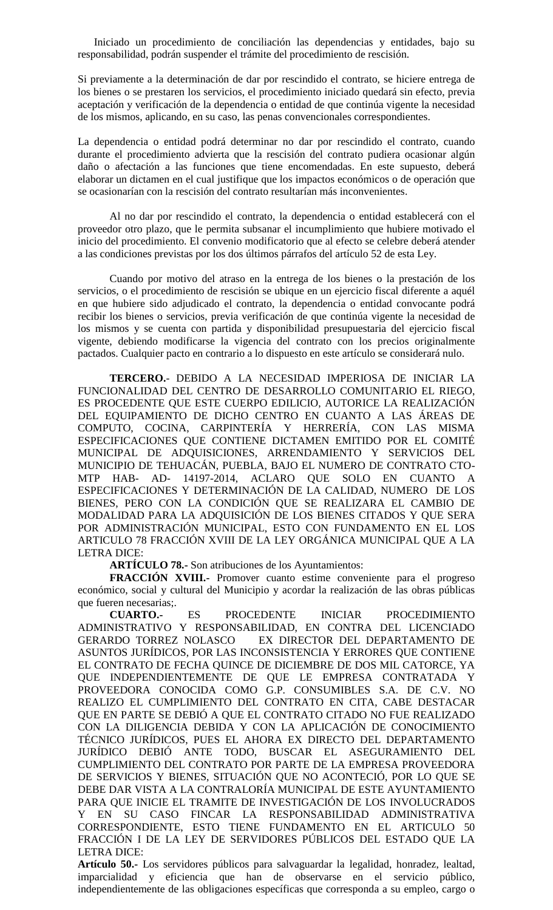Iniciado un procedimiento de conciliación las dependencias y entidades, bajo su responsabilidad, podrán suspender el trámite del procedimiento de rescisión.

Si previamente a la determinación de dar por rescindido el contrato, se hiciere entrega de los bienes o se prestaren los servicios, el procedimiento iniciado quedará sin efecto, previa aceptación y verificación de la dependencia o entidad de que continúa vigente la necesidad de los mismos, aplicando, en su caso, las penas convencionales correspondientes.

La dependencia o entidad podrá determinar no dar por rescindido el contrato, cuando durante el procedimiento advierta que la rescisión del contrato pudiera ocasionar algún daño o afectación a las funciones que tiene encomendadas. En este supuesto, deberá elaborar un dictamen en el cual justifique que los impactos económicos o de operación que se ocasionarían con la rescisión del contrato resultarían más inconvenientes.

Al no dar por rescindido el contrato, la dependencia o entidad establecerá con el proveedor otro plazo, que le permita subsanar el incumplimiento que hubiere motivado el inicio del procedimiento. El convenio modificatorio que al efecto se celebre deberá atender a las condiciones previstas por los dos últimos párrafos del artículo 52 de esta Ley.

Cuando por motivo del atraso en la entrega de los bienes o la prestación de los servicios, o el procedimiento de rescisión se ubique en un ejercicio fiscal diferente a aquél en que hubiere sido adjudicado el contrato, la dependencia o entidad convocante podrá recibir los bienes o servicios, previa verificación de que continúa vigente la necesidad de los mismos y se cuenta con partida y disponibilidad presupuestaria del ejercicio fiscal vigente, debiendo modificarse la vigencia del contrato con los precios originalmente pactados. Cualquier pacto en contrario a lo dispuesto en este artículo se considerará nulo.

**TERCERO.-** DEBIDO A LA NECESIDAD IMPERIOSA DE INICIAR LA FUNCIONALIDAD DEL CENTRO DE DESARROLLO COMUNITARIO EL RIEGO, ES PROCEDENTE QUE ESTE CUERPO EDILICIO, AUTORICE LA REALIZACIÓN DEL EQUIPAMIENTO DE DICHO CENTRO EN CUANTO A LAS ÁREAS DE COMPUTO, COCINA, CARPINTERÍA Y HERRERÍA, CON LAS MISMA ESPECIFICACIONES QUE CONTIENE DICTAMEN EMITIDO POR EL COMITÉ MUNICIPAL DE ADQUISICIONES, ARRENDAMIENTO Y SERVICIOS DEL MUNICIPIO DE TEHUACÁN, PUEBLA, BAJO EL NUMERO DE CONTRATO CTO-MTP HAB- AD- 14197-2014, ACLARO QUE SOLO EN CUANTO A ESPECIFICACIONES Y DETERMINACIÓN DE LA CALIDAD, NUMERO DE LOS BIENES, PERO CON LA CONDICIÓN QUE SE REALIZARA EL CAMBIO DE MODALIDAD PARA LA ADQUISICIÓN DE LOS BIENES CITADOS Y QUE SERA POR ADMINISTRACIÓN MUNICIPAL, ESTO CON FUNDAMENTO EN EL LOS ARTICULO 78 FRACCIÓN XVIII DE LA LEY ORGÁNICA MUNICIPAL QUE A LA LETRA DICE:

**ARTÍCULO 78.-** Son atribuciones de los Ayuntamientos:

**FRACCIÓN XVIII.-** Promover cuanto estime conveniente para el progreso económico, social y cultural del Municipio y acordar la realización de las obras públicas que fueren necesarias;.

**CUARTO.-** ES PROCEDENTE INICIAR PROCEDIMIENTO ADMINISTRATIVO Y RESPONSABILIDAD, EN CONTRA DEL LICENCIADO GERARDO TORREZ NOLASCO EX DIRECTOR DEL DEPARTAMENTO DE ASUNTOS JURÍDICOS, POR LAS INCONSISTENCIA Y ERRORES QUE CONTIENE EL CONTRATO DE FECHA QUINCE DE DICIEMBRE DE DOS MIL CATORCE, YA QUE INDEPENDIENTEMENTE DE QUE LE EMPRESA CONTRATADA Y PROVEEDORA CONOCIDA COMO G.P. CONSUMIBLES S.A. DE C.V. NO REALIZO EL CUMPLIMIENTO DEL CONTRATO EN CITA, CABE DESTACAR QUE EN PARTE SE DEBIÓ A QUE EL CONTRATO CITADO NO FUE REALIZADO CON LA DILIGENCIA DEBIDA Y CON LA APLICACIÓN DE CONOCIMIENTO TÉCNICO JURÍDICOS, PUES EL AHORA EX DIRECTO DEL DEPARTAMENTO JURÍDICO DEBIÓ ANTE TODO, BUSCAR EL ASEGURAMIENTO DEL CUMPLIMIENTO DEL CONTRATO POR PARTE DE LA EMPRESA PROVEEDORA DE SERVICIOS Y BIENES, SITUACIÓN QUE NO ACONTECIÓ, POR LO QUE SE DEBE DAR VISTA A LA CONTRALORÍA MUNICIPAL DE ESTE AYUNTAMIENTO PARA QUE INICIE EL TRAMITE DE INVESTIGACIÓN DE LOS INVOLUCRADOS Y EN SU CASO FINCAR LA RESPONSABILIDAD ADMINISTRATIVA CORRESPONDIENTE, ESTO TIENE FUNDAMENTO EN EL ARTICULO 50 FRACCIÓN I DE LA LEY DE SERVIDORES PÚBLICOS DEL ESTADO QUE LA LETRA DICE:

**Artículo 50.-** Los servidores públicos para salvaguardar la legalidad, honradez, lealtad, imparcialidad y eficiencia que han de observarse en el servicio público, independientemente de las obligaciones específicas que corresponda a su empleo, cargo o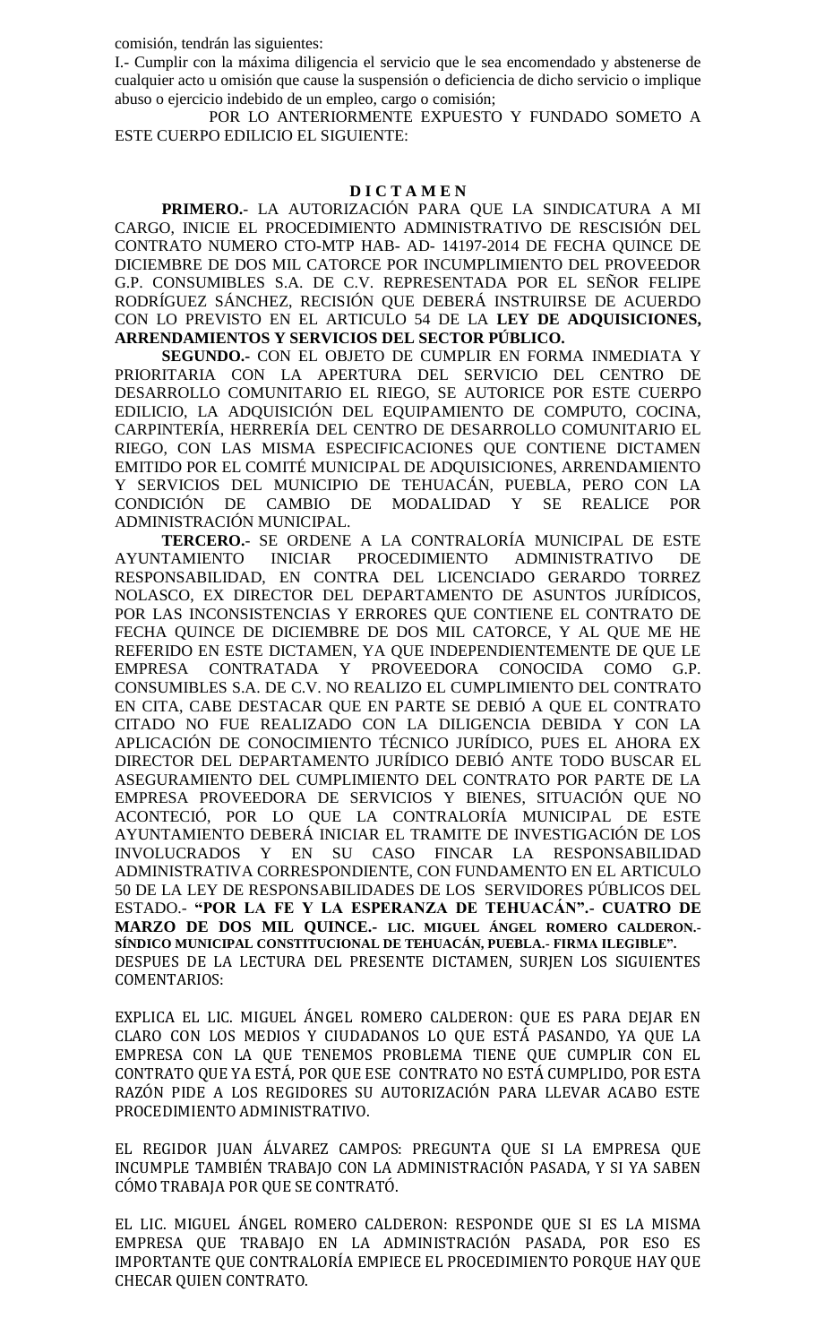comisión, tendrán las siguientes:

I.- Cumplir con la máxima diligencia el servicio que le sea encomendado y abstenerse de cualquier acto u omisión que cause la suspensión o deficiencia de dicho servicio o implique abuso o ejercicio indebido de un empleo, cargo o comisión;

POR LO ANTERIORMENTE EXPUESTO Y FUNDADO SOMETO A ESTE CUERPO EDILICIO EL SIGUIENTE:

**D I C T A M E N**

**PRIMERO.-** LA AUTORIZACIÓN PARA QUE LA SINDICATURA A MI CARGO, INICIE EL PROCEDIMIENTO ADMINISTRATIVO DE RESCISIÓN DEL CONTRATO NUMERO CTO-MTP HAB- AD- 14197-2014 DE FECHA QUINCE DE DICIEMBRE DE DOS MIL CATORCE POR INCUMPLIMIENTO DEL PROVEEDOR G.P. CONSUMIBLES S.A. DE C.V. REPRESENTADA POR EL SEÑOR FELIPE RODRÍGUEZ SÁNCHEZ, RECISIÓN QUE DEBERÁ INSTRUIRSE DE ACUERDO CON LO PREVISTO EN EL ARTICULO 54 DE LA **LEY DE ADQUISICIONES, ARRENDAMIENTOS Y SERVICIOS DEL SECTOR PÚBLICO.**

**SEGUNDO.-** CON EL OBJETO DE CUMPLIR EN FORMA INMEDIATA Y PRIORITARIA CON LA APERTURA DEL SERVICIO DEL CENTRO DE DESARROLLO COMUNITARIO EL RIEGO, SE AUTORICE POR ESTE CUERPO EDILICIO, LA ADQUISICIÓN DEL EQUIPAMIENTO DE COMPUTO, COCINA, CARPINTERÍA, HERRERÍA DEL CENTRO DE DESARROLLO COMUNITARIO EL RIEGO, CON LAS MISMA ESPECIFICACIONES QUE CONTIENE DICTAMEN EMITIDO POR EL COMITÉ MUNICIPAL DE ADQUISICIONES, ARRENDAMIENTO Y SERVICIOS DEL MUNICIPIO DE TEHUACÁN, PUEBLA, PERO CON LA CONDICIÓN DE CAMBIO DE MODALIDAD Y SE REALICE POR ADMINISTRACIÓN MUNICIPAL.

**TERCERO.-** SE ORDENE A LA CONTRALORÍA MUNICIPAL DE ESTE AYUNTAMIENTO INICIAR PROCEDIMIENTO ADMINISTRATIVO DE RESPONSABILIDAD, EN CONTRA DEL LICENCIADO GERARDO TORREZ NOLASCO, EX DIRECTOR DEL DEPARTAMENTO DE ASUNTOS JURÍDICOS, POR LAS INCONSISTENCIAS Y ERRORES QUE CONTIENE EL CONTRATO DE FECHA QUINCE DE DICIEMBRE DE DOS MIL CATORCE, Y AL QUE ME HE REFERIDO EN ESTE DICTAMEN, YA QUE INDEPENDIENTEMENTE DE QUE LE EMPRESA CONTRATADA Y PROVEEDORA CONOCIDA COMO G.P. CONSUMIBLES S.A. DE C.V. NO REALIZO EL CUMPLIMIENTO DEL CONTRATO EN CITA, CABE DESTACAR QUE EN PARTE SE DEBIÓ A QUE EL CONTRATO CITADO NO FUE REALIZADO CON LA DILIGENCIA DEBIDA Y CON LA APLICACIÓN DE CONOCIMIENTO TÉCNICO JURÍDICO, PUES EL AHORA EX DIRECTOR DEL DEPARTAMENTO JURÍDICO DEBIÓ ANTE TODO BUSCAR EL ASEGURAMIENTO DEL CUMPLIMIENTO DEL CONTRATO POR PARTE DE LA EMPRESA PROVEEDORA DE SERVICIOS Y BIENES, SITUACIÓN QUE NO ACONTECIÓ, POR LO QUE LA CONTRALORÍA MUNICIPAL DE ESTE AYUNTAMIENTO DEBERÁ INICIAR EL TRAMITE DE INVESTIGACIÓN DE LOS INVOLUCRADOS Y EN SU CASO FINCAR LA RESPONSABILIDAD ADMINISTRATIVA CORRESPONDIENTE, CON FUNDAMENTO EN EL ARTICULO 50 DE LA LEY DE RESPONSABILIDADES DE LOS SERVIDORES PÚBLICOS DEL ESTADO.- **"POR LA FE Y LA ESPERANZA DE TEHUACÁN".- CUATRO DE MARZO DE DOS MIL QUINCE.- LIC. MIGUEL ÁNGEL ROMERO CALDERON.- SÍNDICO MUNICIPAL CONSTITUCIONAL DE TEHUACÁN, PUEBLA.- FIRMA ILEGIBLE".**

DESPUES DE LA LECTURA DEL PRESENTE DICTAMEN, SURJEN LOS SIGUIENTES COMENTARIOS:

EXPLICA EL LIC. MIGUEL ÁNGEL ROMERO CALDERON: QUE ES PARA DEJAR EN CLARO CON LOS MEDIOS Y CIUDADANOS LO QUE ESTÁ PASANDO, YA QUE LA EMPRESA CON LA QUE TENEMOS PROBLEMA TIENE QUE CUMPLIR CON EL CONTRATO QUE YA ESTÁ, POR QUE ESE CONTRATO NO ESTÁ CUMPLIDO, POR ESTA RAZÓN PIDE A LOS REGIDORES SU AUTORIZACIÓN PARA LLEVAR ACABO ESTE PROCEDIMIENTO ADMINISTRATIVO.

EL REGIDOR JUAN ÁLVAREZ CAMPOS: PREGUNTA QUE SI LA EMPRESA QUE INCUMPLE TAMBIÉN TRABAJO CON LA ADMINISTRACIÓN PASADA, Y SI YA SABEN CÓMO TRABAJA POR QUE SE CONTRATÓ.

EL LIC. MIGUEL ÁNGEL ROMERO CALDERON: RESPONDE QUE SI ES LA MISMA EMPRESA QUE TRABAJO EN LA ADMINISTRACIÓN PASADA, POR ESO ES IMPORTANTE QUE CONTRALORÍA EMPIECE EL PROCEDIMIENTO PORQUE HAY QUE CHECAR QUIEN CONTRATO.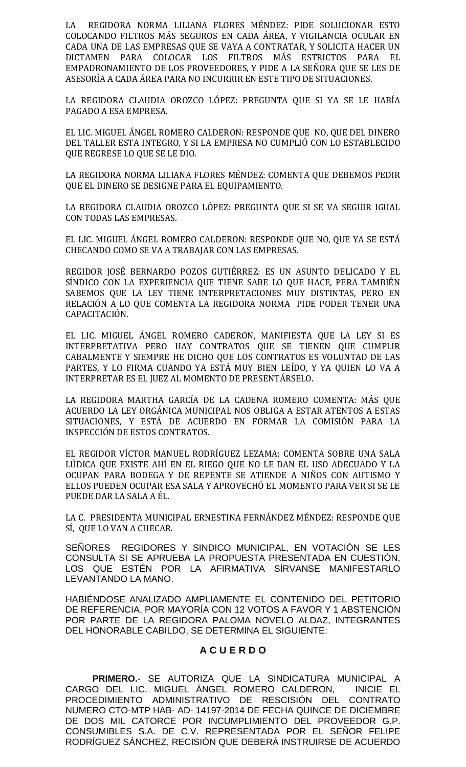LA REGIDORA NORMA LILIANA FLORES MÉNDEZ: PIDE SOLUCIONAR ESTO COLOCANDO FILTROS MÁS SEGUROS EN CADA ÁREA, Y VIGILANCIA OCULAR EN CADA UNA DE LAS EMPRESAS QUE SE VAYA A CONTRATAR, Y SOLICITA HACER UN DICTAMEN PARA COLOCAR LOS FILTROS MÁS ESTRICTOS PARA EL EMPADRONAMIENTO DE LOS PROVEEDORES, Y PIDE A LA SEÑORA QUE SE LES DE ASESORÍA A CADA ÁREA PARA NO INCURRIR EN ESTE TIPO DE SITUACIONES.

LA REGIDORA CLAUDIA OROZCO LÓPEZ: PREGUNTA QUE SI YA SE LE HABÍA PAGADO A ESA EMPRESA.

EL LIC. MIGUEL ÁNGEL ROMERO CALDERON: RESPONDE QUE NO, QUE DEL DINERO DEL TALLER ESTA INTEGRO, Y SI LA EMPRESA NO CUMPLIÓ CON LO ESTABLECIDO QUE REGRESE LO QUE SE LE DIO.

LA REGIDORA NORMA LILIANA FLORES MÉNDEZ: COMENTA QUE DEBEMOS PEDIR QUE EL DINERO SE DESIGNE PARA EL EQUIPAMIENTO.

LA REGIDORA CLAUDIA OROZCO LÓPEZ: PREGUNTA QUE SI SE VA SEGUIR IGUAL CON TODAS LAS EMPRESAS.

EL LIC. MIGUEL ÁNGEL ROMERO CALDERON: RESPONDE QUE NO, QUE YA SE ESTÁ CHECANDO COMO SE VA A TRABAJAR CON LAS EMPRESAS.

REGIDOR JOSÉ BERNARDO POZOS GUTIÉRREZ: ES UN ASUNTO DELICADO Y EL SÍNDICO CON LA EXPERIENCIA QUE TIENE SABE LO QUE HACE, PERA TAMBIÉN SABEMOS QUE LA LEY TIENE INTERPRETACIONES MUY DISTINTAS, PERO EN RELACIÓN A LO QUE COMENTA LA REGIDORA NORMA PIDE PODER TENER UNA CAPACITACIÓN.

EL LIC. MIGUEL ÁNGEL ROMERO CADERON, MANIFIESTA QUE LA LEY SI ES INTERPRETATIVA PERO HAY CONTRATOS QUE SE TIENEN QUE CUMPLIR CABALMENTE Y SIEMPRE HE DICHO QUE LOS CONTRATOS ES VOLUNTAD DE LAS PARTES, Y LO FIRMA CUANDO YA ESTÁ MUY BIEN LEÍDO, Y YA QUIEN LO VA A INTERPRETAR ES EL JUEZ AL MOMENTO DE PRESENTÁRSELO.

LA REGIDORA MARTHA GARCÍA DE LA CADENA ROMERO COMENTA: MÁS QUE ACUERDO LA LEY ORGÁNICA MUNICIPAL NOS OBLIGA A ESTAR ATENTOS A ESTAS SITUACIONES, Y ESTÁ DE ACUERDO EN FORMAR LA COMISIÓN PARA LA INSPECCIÓN DE ESTOS CONTRATOS.

EL REGIDOR VÍCTOR MANUEL RODRÍGUEZ LEZAMA: COMENTA SOBRE UNA SALA LÚDICA QUE EXISTE AHÍ EN EL RIEGO QUE NO LE DAN EL USO ADECUADO Y LA OCUPAN PARA BODEGA Y DE REPENTE SE ATIENDE A NIÑOS CON AUTISMO Y ELLOS PUEDEN OCUPAR ESA SALA Y APROVECHÓ EL MOMENTO PARA VER SI SE LE PUEDE DAR LA SALA A ÉL.

LA C. PRESIDENTA MUNICIPAL ERNESTINA FERNÁNDEZ MÉNDEZ: RESPONDE QUE SÍ, QUE LO VAN A CHECAR.

SEÑORES REGIDORES Y SINDICO MUNICIPAL, EN VOTACIÓN SE LES CONSULTA SI SE APRUEBA LA PROPUESTA PRESENTADA EN CUESTIÓN, LOS QUE ESTÉN POR LA AFIRMATIVA SÍRVANSE MANIFESTARLO LEVANTANDO LA MANO.

HABIÉNDOSE ANALIZADO AMPLIAMENTE EL CONTENIDO DEL PETITORIO DE REFERENCIA, POR MAYORÍA CON 12 VOTOS A FAVOR Y 1 ABSTENCIÓN POR PARTE DE LA REGIDORA PALOMA NOVELO ALDAZ, INTEGRANTES DEL HONORABLE CABILDO, SE DETERMINA EL SIGUIENTE:

## A C U E R D O

**PRIMERO.**- SE AUTORIZA QUE LA SINDICATURA MUNICIPAL A CARGO DEL LIC. MIGUEL ÁNGEL ROMERO CALDERON, INICIE EL PROCEDIMIENTO ADMINISTRATIVO DE RESCISIÓN DEL CONTRATO NUMERO CTO-MTP HAB- AD- 14197-2014 DE FECHA QUINCE DE DICIEMBRE DE DOS MIL CATORCE POR INCUMPLIMIENTO DEL PROVEEDOR G.P. CONSUMIBLES S.A. DE C.V. REPRESENTADA POR EL SEÑOR FELIPE RODRÍGUEZ SÁNCHEZ, RECISIÓN QUE DEBERÁ INSTRUIRSE DE ACUERDO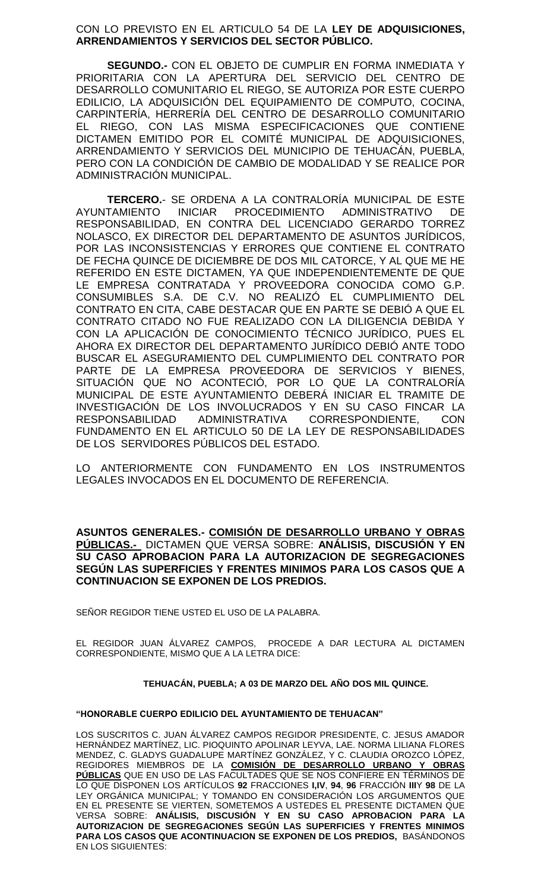CON LO PREVISTO EN EL ARTICULO 54 DE LA **LEY DE ADQUISICIONES, ARRENDAMIENTOS Y SERVICIOS DEL SECTOR PÚBLICO.**

**SEGUNDO.-** CON EL OBJETO DE CUMPLIR EN FORMA INMEDIATA Y PRIORITARIA CON LA APERTURA DEL SERVICIO DEL CENTRO DE DESARROLLO COMUNITARIO EL RIEGO, SE AUTORIZA POR ESTE CUERPO EDILICIO, LA ADQUISICIÓN DEL EQUIPAMIENTO DE COMPUTO, COCINA, CARPINTERÍA, HERRERÍA DEL CENTRO DE DESARROLLO COMUNITARIO EL RIEGO, CON LAS MISMA ESPECIFICACIONES QUE CONTIENE DICTAMEN EMITIDO POR EL COMITÉ MUNICIPAL DE ADQUISICIONES, ARRENDAMIENTO Y SERVICIOS DEL MUNICIPIO DE TEHUACÁN, PUEBLA, PERO CON LA CONDICIÓN DE CAMBIO DE MODALIDAD Y SE REALICE POR ADMINISTRACIÓN MUNICIPAL.

**TERCERO.**- SE ORDENA A LA CONTRALORÍA MUNICIPAL DE ESTE AYUNTAMIENTO INICIAR PROCEDIMIENTO ADMINISTRATIVO DE RESPONSABILIDAD, EN CONTRA DEL LICENCIADO GERARDO TORREZ NOLASCO, EX DIRECTOR DEL DEPARTAMENTO DE ASUNTOS JURÍDICOS, POR LAS INCONSISTENCIAS Y ERRORES QUE CONTIENE EL CONTRATO DE FECHA QUINCE DE DICIEMBRE DE DOS MIL CATORCE, Y AL QUE ME HE REFERIDO EN ESTE DICTAMEN, YA QUE INDEPENDIENTEMENTE DE QUE LE EMPRESA CONTRATADA Y PROVEEDORA CONOCIDA COMO G.P. CONSUMIBLES S.A. DE C.V. NO REALIZÓ EL CUMPLIMIENTO DEL CONTRATO EN CITA, CABE DESTACAR QUE EN PARTE SE DEBIÓ A QUE EL CONTRATO CITADO NO FUE REALIZADO CON LA DILIGENCIA DEBIDA Y CON LA APLICACIÓN DE CONOCIMIENTO TÉCNICO JURÍDICO, PUES EL AHORA EX DIRECTOR DEL DEPARTAMENTO JURÍDICO DEBIÓ ANTE TODO BUSCAR EL ASEGURAMIENTO DEL CUMPLIMIENTO DEL CONTRATO POR PARTE DE LA EMPRESA PROVEEDORA DE SERVICIOS Y BIENES, SITUACIÓN QUE NO ACONTECIÓ, POR LO QUE LA CONTRALORÍA MUNICIPAL DE ESTE AYUNTAMIENTO DEBERÁ INICIAR EL TRAMITE DE INVESTIGACIÓN DE LOS INVOLUCRADOS Y EN SU CASO FINCAR LA RESPONSABILIDAD ADMINISTRATIVA CORRESPONDIENTE, CON FUNDAMENTO EN EL ARTICULO 50 DE LA LEY DE RESPONSABILIDADES DE LOS SERVIDORES PÚBLICOS DEL ESTADO.

LO ANTERIORMENTE CON FUNDAMENTO EN LOS INSTRUMENTOS LEGALES INVOCADOS EN EL DOCUMENTO DE REFERENCIA.

**ASUNTOS GENERALES.- <u>COMISIÓN DE DESARROLLO URBANO Y OBRAS PÚBLICAS.-</u>** DICTAMEN QUE VERSA SOBRE: **ANÁLISIS, DISCUSIÓN Y EN SU CASO APROBACION PARA LA AUTORIZACION DE SEGREGACIONES SEGÚN LAS SUPERFICIES Y FRENTES MINIMOS PARA LOS CASOS QUE A CONTINUACION SE EXPONEN DE LOS PREDIOS.**

SEÑOR REGIDOR TIENE USTED EL USO DE LA PALABRA.

EL REGIDOR JUAN ÁLVAREZ CAMPOS, PROCEDE A DAR LECTURA AL DICTAMEN CORRESPONDIENTE, MISMO QUE A LA LETRA DICE:

**TEHUACÁN, PUEBLA; A 03 DE MARZO DEL AÑO DOS MIL QUINCE.**

**"HONORABLE CUERPO EDILICIO DEL AYUNTAMIENTO DE TEHUACAN"**

LOS SUSCRITOS C. JUAN ÁLVAREZ CAMPOS REGIDOR PRESIDENTE, C. JESUS AMADOR HERNÁNDEZ MARTÍNEZ, LIC. PIOQUINTO APOLINAR LEYVA, LAE. NORMA LILIANA FLORES MENDEZ, C. GLADYS GUADALUPE MARTÍNEZ GONZÁLEZ, Y C. CLAUDIA OROZCO LÓPEZ, REGIDORES MIEMBROS DE LA **<u>COMISIÓN DE DESARROLLO URBANO Y OBRAS PÚBLICAS</u>** QUE EN USO DE LAS FACULTADES QUE SE NOS CONFIERE EN TÉRMINOS DE LO QUE DISPONEN LOS ARTÍCULOS **92** FRACCIONES **I,IV**, **94**, **96** FRACCIÓN **III**Y **98** DE LA LEY ORGÁNICA MUNICIPAL; Y TOMANDO EN CONSIDERACIÓN LOS ARGUMENTOS QUE EN EL PRESENTE SE VIERTEN, SOMETEMOS A USTEDES EL PRESENTE DICTAMEN QUE VERSA SOBRE: **ANÁLISIS, DISCUSIÓN Y EN SU CASO APROBACION PARA LA AUTORIZACION DE SEGREGACIONES SEGÚN LAS SUPERFICIES Y FRENTES MINIMOS PARA LOS CASOS QUE ACONTINUACION SE EXPONEN DE LOS PREDIOS,** BASÁNDONOS EN LOS SIGUIENTES: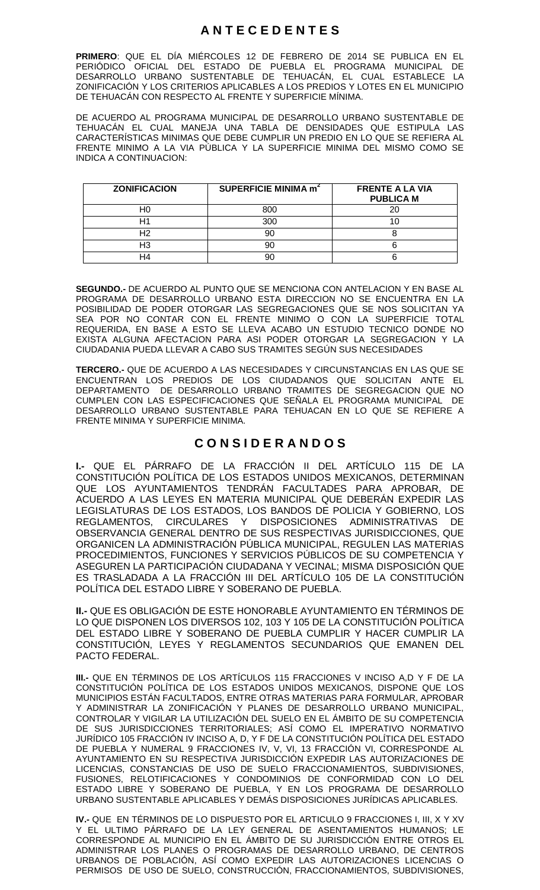# A N T E C E D E N T E S

**PRIMERO**: QUE EL DÍA MIÉRCOLES 12 DE FEBRERO DE 2014 SE PUBLICA EN EL PERIÓDICO OFICIAL DEL ESTADO DE PUEBLA EL PROGRAMA MUNICIPAL DE DESARROLLO URBANO SUSTENTABLE DE TEHUACÁN, EL CUAL ESTABLECE LA ZONIFICACIÓN Y LOS CRITERIOS APLICABLES A LOS PREDIOS Y LOTES EN EL MUNICIPIO DE TEHUACÁN CON RESPECTO AL FRENTE Y SUPERFICIE MÍNIMA.

DE ACUERDO AL PROGRAMA MUNICIPAL DE DESARROLLO URBANO SUSTENTABLE DE TEHUACÁN EL CUAL MANEJA UNA TABLA DE DENSIDADES QUE ESTIPULA LAS CARACTERÍSTICAS MINIMAS QUE DEBE CUMPLIR UN PREDIO EN LO QUE SE REFIERA AL FRENTE MINIMO A LA VIA PÙBLICA Y LA SUPERFICIE MINIMA DEL MISMO COMO SE INDICA A CONTINUACION:

| ZONIFICACION | SUPERFICIE MINIMA $m^2$ | FRENTE A LA VIA PUBLICA M |
|---|---|---|
| H0 | 800 | 20 |
| H1 | 300 | 10 |
| H2 | 90 | 8 |
| H3 | 90 | 6 |
| H4 | 90 | 6 |

**SEGUNDO.-** DE ACUERDO AL PUNTO QUE SE MENCIONA CON ANTELACION Y EN BASE AL PROGRAMA DE DESARROLLO URBANO ESTA DIRECCION NO SE ENCUENTRA EN LA POSIBILIDAD DE PODER OTORGAR LAS SEGREGACIONES QUE SE NOS SOLICITAN YA SEA POR NO CONTAR CON EL FRENTE MINIMO O CON LA SUPERFICIE TOTAL REQUERIDA, EN BASE A ESTO SE LLEVA ACABO UN ESTUDIO TECNICO DONDE NO EXISTA ALGUNA AFECTACION PARA ASI PODER OTORGAR LA SEGREGACION Y LA CIUDADANIA PUEDA LLEVAR A CABO SUS TRAMITES SEGÚN SUS NECESIDADES

**TERCERO.-** QUE DE ACUERDO A LAS NECESIDADES Y CIRCUNSTANCIAS EN LAS QUE SE ENCUENTRAN LOS PREDIOS DE LOS CIUDADANOS QUE SOLICITAN ANTE EL DEPARTAMENTO DE DESARROLLO URBANO TRAMITES DE SEGREGACION QUE NO CUMPLEN CON LAS ESPECIFICACIONES QUE SEÑALA EL PROGRAMA MUNICIPAL DE DESARROLLO URBANO SUSTENTABLE PARA TEHUACAN EN LO QUE SE REFIERE A FRENTE MINIMA Y SUPERFICIE MINIMA.

# C O N S I D E R A N D O S

**I.-** QUE EL PÁRRAFO DE LA FRACCIÓN II DEL ARTÍCULO 115 DE LA CONSTITUCIÓN POLÍTICA DE LOS ESTADOS UNIDOS MEXICANOS, DETERMINAN QUE LOS AYUNTAMIENTOS TENDRÁN FACULTADES PARA APROBAR, DE ACUERDO A LAS LEYES EN MATERIA MUNICIPAL QUE DEBERÁN EXPEDIR LAS LEGISLATURAS DE LOS ESTADOS, LOS BANDOS DE POLICIA Y GOBIERNO, LOS REGLAMENTOS, CIRCULARES Y DISPOSICIONES ADMINISTRATIVAS DE OBSERVANCIA GENERAL DENTRO DE SUS RESPECTIVAS JURISDICCIONES, QUE ORGANICEN LA ADMINISTRACIÓN PÚBLICA MUNICIPAL, REGULEN LAS MATERIAS PROCEDIMIENTOS, FUNCIONES Y SERVICIOS PÚBLICOS DE SU COMPETENCIA Y ASEGUREN LA PARTICIPACIÓN CIUDADANA Y VECINAL; MISMA DISPOSICIÓN QUE ES TRASLADADA A LA FRACCIÓN III DEL ARTÍCULO 105 DE LA CONSTITUCIÓN POLÍTICA DEL ESTADO LIBRE Y SOBERANO DE PUEBLA.

**II.-** QUE ES OBLIGACIÓN DE ESTE HONORABLE AYUNTAMIENTO EN TÉRMINOS DE LO QUE DISPONEN LOS DIVERSOS 102, 103 Y 105 DE LA CONSTITUCIÓN POLÍTICA DEL ESTADO LIBRE Y SOBERANO DE PUEBLA CUMPLIR Y HACER CUMPLIR LA CONSTITUCIÓN, LEYES Y REGLAMENTOS SECUNDARIOS QUE EMANEN DEL PACTO FEDERAL.

**III.-** QUE EN TÉRMINOS DE LOS ARTÍCULOS 115 FRACCIONES V INCISO A,D Y F DE LA CONSTITUCIÓN POLÍTICA DE LOS ESTADOS UNIDOS MEXICANOS, DISPONE QUE LOS MUNICIPIOS ESTÁN FACULTADOS, ENTRE OTRAS MATERIAS PARA FORMULAR, APROBAR Y ADMINISTRAR LA ZONIFICACIÓN Y PLANES DE DESARROLLO URBANO MUNICIPAL, CONTROLAR Y VIGILAR LA UTILIZACIÓN DEL SUELO EN EL ÁMBITO DE SU COMPETENCIA DE SUS JURISDICCIONES TERRITORIALES; ASÍ COMO EL IMPERATIVO NORMATIVO JURÍDICO 105 FRACCIÓN IV INCISO A, D, Y F DE LA CONSTITUCIÓN POLÍTICA DEL ESTADO DE PUEBLA Y NUMERAL 9 FRACCIONES IV, V, VI, 13 FRACCIÓN VI, CORRESPONDE AL AYUNTAMIENTO EN SU RESPECTIVA JURISDICCIÓN EXPEDIR LAS AUTORIZACIONES DE LICENCIAS, CONSTANCIAS DE USO DE SUELO FRACCIONAMIENTOS, SUBDIVISIONES, FUSIONES, RELOTIFICACIONES Y CONDOMINIOS DE CONFORMIDAD CON LO DEL ESTADO LIBRE Y SOBERANO DE PUEBLA, Y EN LOS PROGRAMA DE DESARROLLO URBANO SUSTENTABLE APLICABLES Y DEMÁS DISPOSICIONES JURÍDICAS APLICABLES.

**IV.-** QUE EN TÉRMINOS DE LO DISPUESTO POR EL ARTICULO 9 FRACCIONES I, III, X Y XV Y EL ULTIMO PÁRRAFO DE LA LEY GENERAL DE ASENTAMIENTOS HUMANOS; LE CORRESPONDE AL MUNICIPIO EN EL ÁMBITO DE SU JURISDICCIÓN ENTRE OTROS EL ADMINISTRAR LOS PLANES O PROGRAMAS DE DESARROLLO URBANO, DE CENTROS URBANOS DE POBLACIÓN, ASÍ COMO EXPEDIR LAS AUTORIZACIONES LICENCIAS O PERMISOS DE USO DE SUELO, CONSTRUCCIÓN, FRACCIONAMIENTOS, SUBDIVISIONES,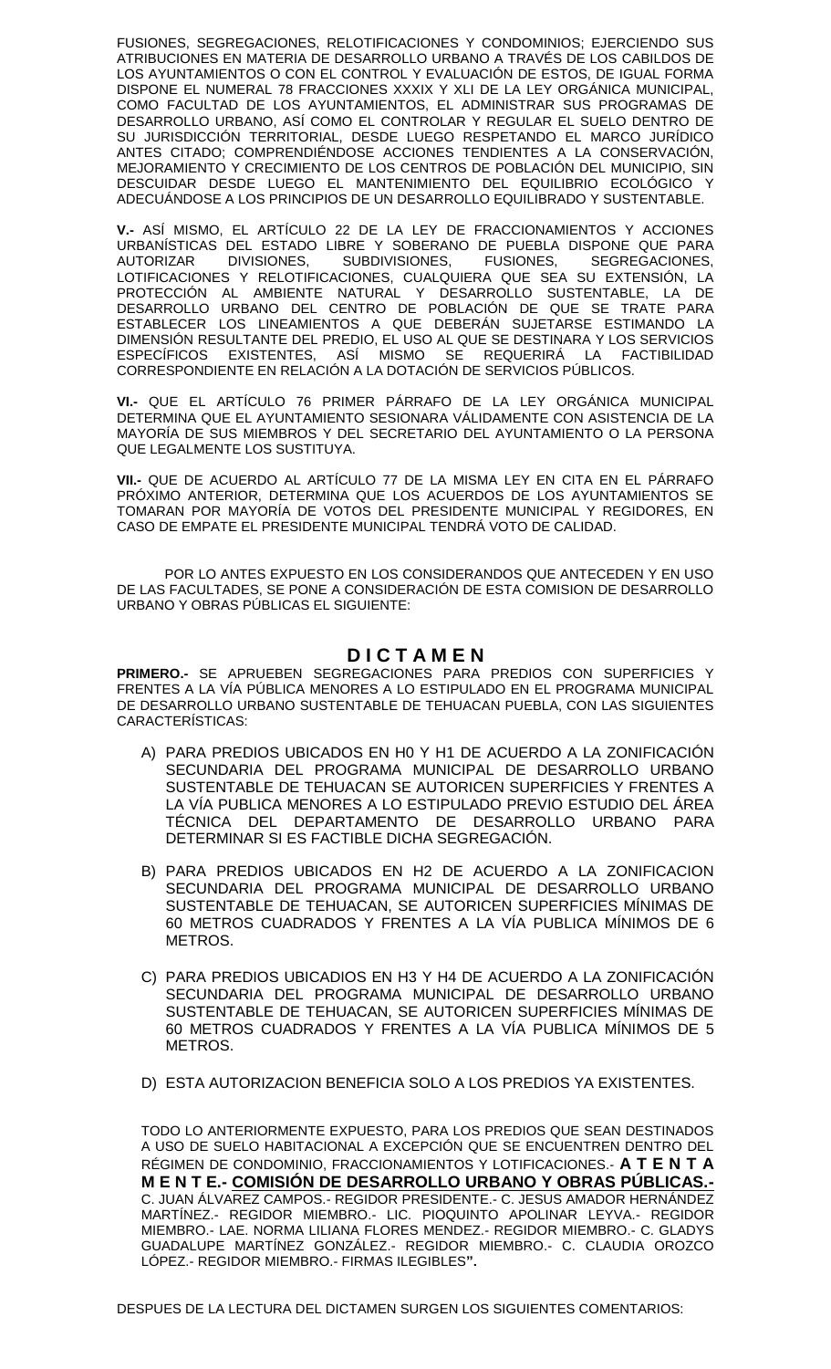FUSIONES, SEGREGACIONES, RELOTIFICACIONES Y CONDOMINIOS; EJERCIENDO SUS ATRIBUCIONES EN MATERIA DE DESARROLLO URBANO A TRAVÉS DE LOS CABILDOS DE LOS AYUNTAMIENTOS O CON EL CONTROL Y EVALUACIÓN DE ESTOS, DE IGUAL FORMA DISPONE EL NUMERAL 78 FRACCIONES XXXIX Y XLI DE LA LEY ORGÁNICA MUNICIPAL, COMO FACULTAD DE LOS AYUNTAMIENTOS, EL ADMINISTRAR SUS PROGRAMAS DE DESARROLLO URBANO, ASÍ COMO EL CONTROLAR Y REGULAR EL SUELO DENTRO DE SU JURISDICCIÓN TERRITORIAL, DESDE LUEGO RESPETANDO EL MARCO JURÍDICO ANTES CITADO; COMPRENDIÉNDOSE ACCIONES TENDIENTES A LA CONSERVACIÓN, MEJORAMIENTO Y CRECIMIENTO DE LOS CENTROS DE POBLACIÓN DEL MUNICIPIO, SIN DESCUIDAR DESDE LUEGO EL MANTENIMIENTO DEL EQUILIBRIO ECOLÓGICO Y ADECUÁNDOSE A LOS PRINCIPIOS DE UN DESARROLLO EQUILIBRADO Y SUSTENTABLE.

**V.-** ASÍ MISMO, EL ARTÍCULO 22 DE LA LEY DE FRACCIONAMIENTOS Y ACCIONES URBANÍSTICAS DEL ESTADO LIBRE Y SOBERANO DE PUEBLA DISPONE QUE PARA AUTORIZAR DIVISIONES, SUBDIVISIONES, FUSIONES, SEGREGACIONES, LOTIFICACIONES Y RELOTIFICACIONES, CUALQUIERA QUE SEA SU EXTENSIÓN, LA PROTECCIÓN AL AMBIENTE NATURAL Y DESARROLLO SUSTENTABLE, LA DE DESARROLLO URBANO DEL CENTRO DE POBLACIÓN DE QUE SE TRATE PARA ESTABLECER LOS LINEAMIENTOS A QUE DEBERÁN SUJETARSE ESTIMANDO LA DIMENSIÓN RESULTANTE DEL PREDIO, EL USO AL QUE SE DESTINARA Y LOS SERVICIOS ESPECÍFICOS EXISTENTES, ASÍ MISMO SE REQUERIRÁ LA FACTIBILIDAD CORRESPONDIENTE EN RELACIÓN A LA DOTACIÓN DE SERVICIOS PÚBLICOS.

**VI.-** QUE EL ARTÍCULO 76 PRIMER PÁRRAFO DE LA LEY ORGÁNICA MUNICIPAL DETERMINA QUE EL AYUNTAMIENTO SESIONARA VÁLIDAMENTE CON ASISTENCIA DE LA MAYORÍA DE SUS MIEMBROS Y DEL SECRETARIO DEL AYUNTAMIENTO O LA PERSONA QUE LEGALMENTE LOS SUSTITUYA.

**VII.-** QUE DE ACUERDO AL ARTÍCULO 77 DE LA MISMA LEY EN CITA EN EL PÁRRAFO PRÓXIMO ANTERIOR, DETERMINA QUE LOS ACUERDOS DE LOS AYUNTAMIENTOS SE TOMARAN POR MAYORÍA DE VOTOS DEL PRESIDENTE MUNICIPAL Y REGIDORES, EN CASO DE EMPATE EL PRESIDENTE MUNICIPAL TENDRÁ VOTO DE CALIDAD.

POR LO ANTES EXPUESTO EN LOS CONSIDERANDOS QUE ANTECEDEN Y EN USO DE LAS FACULTADES, SE PONE A CONSIDERACIÓN DE ESTA COMISION DE DESARROLLO URBANO Y OBRAS PÚBLICAS EL SIGUIENTE:

## D I C T A M E N

**PRIMERO.-** SE APRUEBEN SEGREGACIONES PARA PREDIOS CON SUPERFICIES Y FRENTES A LA VÍA PÚBLICA MENORES A LO ESTIPULADO EN EL PROGRAMA MUNICIPAL DE DESARROLLO URBANO SUSTENTABLE DE TEHUACAN PUEBLA, CON LAS SIGUIENTES CARACTERÍSTICAS:

A) PARA PREDIOS UBICADOS EN H0 Y H1 DE ACUERDO A LA ZONIFICACIÓN SECUNDARIA DEL PROGRAMA MUNICIPAL DE DESARROLLO URBANO SUSTENTABLE DE TEHUACAN SE AUTORICEN SUPERFICIES Y FRENTES A LA VÍA PUBLICA MENORES A LO ESTIPULADO PREVIO ESTUDIO DEL ÁREA TÉCNICA DEL DEPARTAMENTO DE DESARROLLO URBANO PARA DETERMINAR SI ES FACTIBLE DICHA SEGREGACIÓN.

B) PARA PREDIOS UBICADOS EN H2 DE ACUERDO A LA ZONIFICACION SECUNDARIA DEL PROGRAMA MUNICIPAL DE DESARROLLO URBANO SUSTENTABLE DE TEHUACAN, SE AUTORICEN SUPERFICIES MÍNIMAS DE 60 METROS CUADRADOS Y FRENTES A LA VÍA PUBLICA MÍNIMOS DE 6 METROS.

C) PARA PREDIOS UBICADIOS EN H3 Y H4 DE ACUERDO A LA ZONIFICACIÓN SECUNDARIA DEL PROGRAMA MUNICIPAL DE DESARROLLO URBANO SUSTENTABLE DE TEHUACAN, SE AUTORICEN SUPERFICIES MÍNIMAS DE 60 METROS CUADRADOS Y FRENTES A LA VÍA PUBLICA MÍNIMOS DE 5 METROS.

D) ESTA AUTORIZACION BENEFICIA SOLO A LOS PREDIOS YA EXISTENTES.

TODO LO ANTERIORMENTE EXPUESTO, PARA LOS PREDIOS QUE SEAN DESTINADOS A USO DE SUELO HABITACIONAL A EXCEPCIÓN QUE SE ENCUENTREN DENTRO DEL RÉGIMEN DE CONDOMINIO, FRACCIONAMIENTOS Y LOTIFICACIONES.- **A T E N T A M E N T E.- COMISIÓN DE DESARROLLO URBANO Y OBRAS PÚBLICAS.-** C. JUAN ÁLVAREZ CAMPOS.- REGIDOR PRESIDENTE.- C. JESUS AMADOR HERNÁNDEZ MARTÍNEZ.- REGIDOR MIEMBRO.- LIC. PIOQUINTO APOLINAR LEYVA.- REGIDOR MIEMBRO.- LAE. NORMA LILIANA FLORES MENDEZ.- REGIDOR MIEMBRO.- C. GLADYS GUADALUPE MARTÍNEZ GONZÁLEZ.- REGIDOR MIEMBRO.- C. CLAUDIA OROZCO LÓPEZ.- REGIDOR MIEMBRO.- FIRMAS ILEGIBLES**".**

DESPUES DE LA LECTURA DEL DICTAMEN SURGEN LOS SIGUIENTES COMENTARIOS: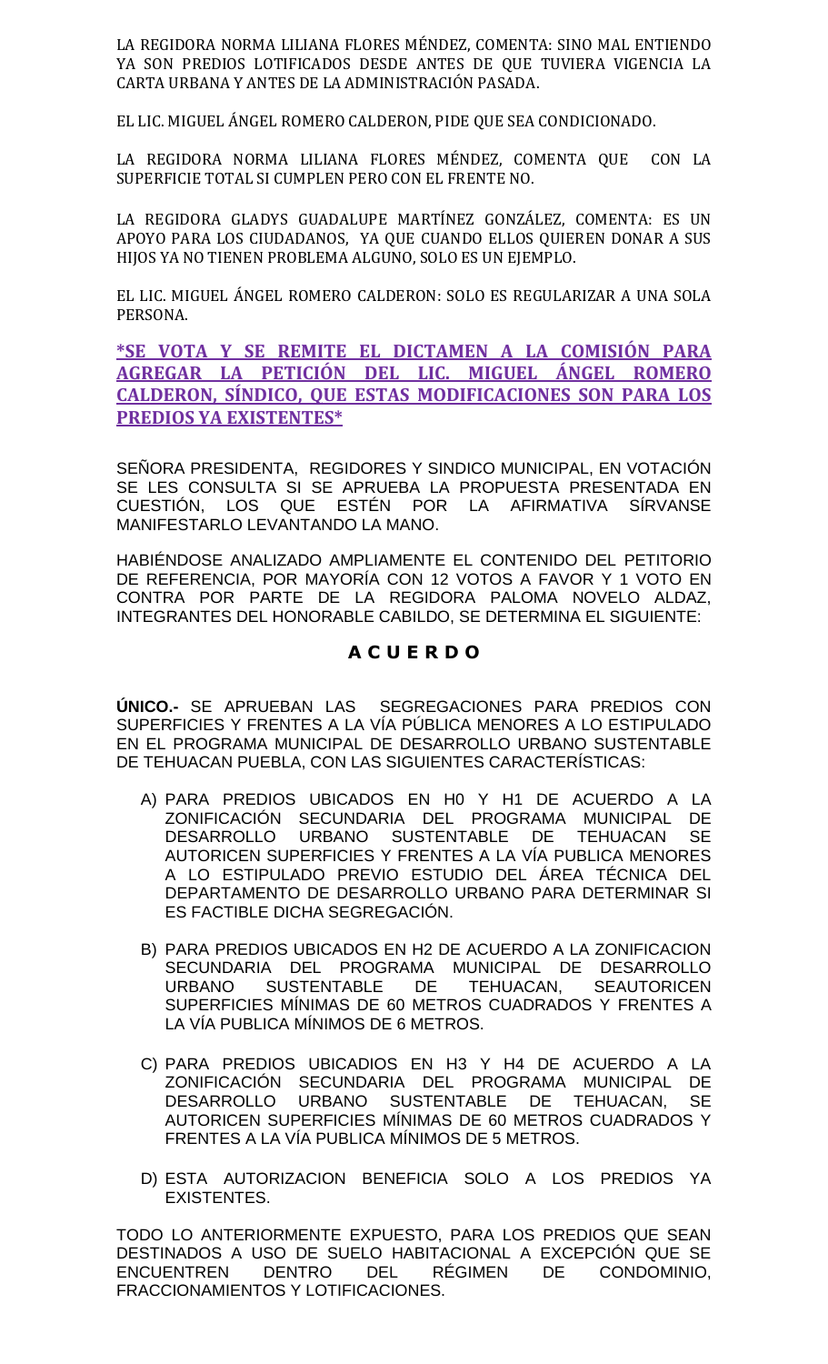LA REGIDORA NORMA LILIANA FLORES MÉNDEZ, COMENTA: SINO MAL ENTIENDO YA SON PREDIOS LOTIFICADOS DESDE ANTES DE QUE TUVIERA VIGENCIA LA CARTA URBANA Y ANTES DE LA ADMINISTRACIÓN PASADA.

EL LIC. MIGUEL ÁNGEL ROMERO CALDERON, PIDE QUE SEA CONDICIONADO.

LA REGIDORA NORMA LILIANA FLORES MÉNDEZ, COMENTA QUE CON LA SUPERFICIE TOTAL SI CUMPLEN PERO CON EL FRENTE NO.

LA REGIDORA GLADYS GUADALUPE MARTÍNEZ GONZÁLEZ, COMENTA: ES UN APOYO PARA LOS CIUDADANOS, YA QUE CUANDO ELLOS QUIEREN DONAR A SUS HIJOS YA NO TIENEN PROBLEMA ALGUNO, SOLO ES UN EJEMPLO.

EL LIC. MIGUEL ÁNGEL ROMERO CALDERON: SOLO ES REGULARIZAR A UNA SOLA PERSONA.

**\*SE VOTA Y SE REMITE EL DICTAMEN A LA COMISIÓN PARA AGREGAR LA PETICIÓN DEL LIC. MIGUEL ÁNGEL ROMERO CALDERON, SÍNDICO, QUE ESTAS MODIFICACIONES SON PARA LOS PREDIOS YA EXISTENTES\***

SEÑORA PRESIDENTA, REGIDORES Y SINDICO MUNICIPAL, EN VOTACIÓN SE LES CONSULTA SI SE APRUEBA LA PROPUESTA PRESENTADA EN CUESTIÓN, LOS QUE ESTÉN POR LA AFIRMATIVA SÍRVANSE MANIFESTARLO LEVANTANDO LA MANO.

HABIÉNDOSE ANALIZADO AMPLIAMENTE EL CONTENIDO DEL PETITORIO DE REFERENCIA, POR MAYORÍA CON 12 VOTOS A FAVOR Y 1 VOTO EN CONTRA POR PARTE DE LA REGIDORA PALOMA NOVELO ALDAZ, INTEGRANTES DEL HONORABLE CABILDO, SE DETERMINA EL SIGUIENTE:

## A C U E R D O

**ÚNICO.-** SE APRUEBAN LAS SEGREGACIONES PARA PREDIOS CON SUPERFICIES Y FRENTES A LA VÍA PÚBLICA MENORES A LO ESTIPULADO EN EL PROGRAMA MUNICIPAL DE DESARROLLO URBANO SUSTENTABLE DE TEHUACAN PUEBLA, CON LAS SIGUIENTES CARACTERÍSTICAS:

A) PARA PREDIOS UBICADOS EN H0 Y H1 DE ACUERDO A LA ZONIFICACIÓN SECUNDARIA DEL PROGRAMA MUNICIPAL DE DESARROLLO URBANO SUSTENTABLE DE TEHUACAN SE AUTORICEN SUPERFICIES Y FRENTES A LA VÍA PUBLICA MENORES A LO ESTIPULADO PREVIO ESTUDIO DEL ÁREA TÉCNICA DEL DEPARTAMENTO DE DESARROLLO URBANO PARA DETERMINAR SI ES FACTIBLE DICHA SEGREGACIÓN.

B) PARA PREDIOS UBICADOS EN H2 DE ACUERDO A LA ZONIFICACION SECUNDARIA DEL PROGRAMA MUNICIPAL DE DESARROLLO URBANO SUSTENTABLE DE TEHUACAN, SEAUTORICEN SUPERFICIES MÍNIMAS DE 60 METROS CUADRADOS Y FRENTES A LA VÍA PUBLICA MÍNIMOS DE 6 METROS.

C) PARA PREDIOS UBICADIOS EN H3 Y H4 DE ACUERDO A LA ZONIFICACIÓN SECUNDARIA DEL PROGRAMA MUNICIPAL DE DESARROLLO URBANO SUSTENTABLE DE TEHUACAN, SE AUTORICEN SUPERFICIES MÍNIMAS DE 60 METROS CUADRADOS Y FRENTES A LA VÍA PUBLICA MÍNIMOS DE 5 METROS.

D) ESTA AUTORIZACION BENEFICIA SOLO A LOS PREDIOS YA EXISTENTES.

TODO LO ANTERIORMENTE EXPUESTO, PARA LOS PREDIOS QUE SEAN DESTINADOS A USO DE SUELO HABITACIONAL A EXCEPCIÓN QUE SE ENCUENTREN DENTRO DEL RÉGIMEN DE CONDOMINIO, FRACCIONAMIENTOS Y LOTIFICACIONES.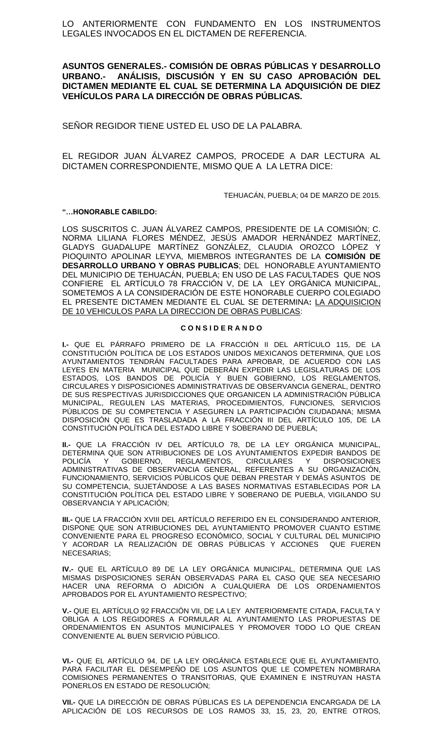LO ANTERIORMENTE CON FUNDAMENTO EN LOS INSTRUMENTOS LEGALES INVOCADOS EN EL DICTAMEN DE REFERENCIA.

**ASUNTOS GENERALES.- COMISIÓN DE OBRAS PÚBLICAS Y DESARROLLO URBANO.- ANÁLISIS, DISCUSIÓN Y EN SU CASO APROBACIÓN DEL DICTAMEN MEDIANTE EL CUAL SE DETERMINA LA ADQUISICIÓN DE DIEZ VEHÍCULOS PARA LA DIRECCIÓN DE OBRAS PÚBLICAS.**

SEÑOR REGIDOR TIENE USTED EL USO DE LA PALABRA.

EL REGIDOR JUAN ÁLVAREZ CAMPOS, PROCEDE A DAR LECTURA AL DICTAMEN CORRESPONDIENTE, MISMO QUE A LA LETRA DICE:

TEHUACÁN, PUEBLA; 04 DE MARZO DE 2015.

**"…HONORABLE CABILDO:**

LOS SUSCRITOS C. JUAN ÁLVAREZ CAMPOS, PRESIDENTE DE LA COMISIÓN; C. NORMA LILIANA FLORES MÉNDEZ, JESÚS AMADOR HERNÁNDEZ MARTÍNEZ, GLADYS GUADALUPE MARTÍNEZ GONZÁLEZ, CLAUDIA OROZCO LÓPEZ Y PIOQUINTO APOLINAR LEYVA, MIEMBROS INTEGRANTES DE LA **COMISIÓN DE DESARROLLO URBANO Y OBRAS PUBLICAS**; DEL HONORABLE AYUNTAMIENTO DEL MUNICIPIO DE TEHUACÁN, PUEBLA; EN USO DE LAS FACULTADES QUE NOS CONFIERE EL ARTÍCULO 78 FRACCIÓN V, DE LA LEY ORGÁNICA MUNICIPAL, SOMETEMOS A LA CONSIDERACIÓN DE ESTE HONORABLE CUERPO COLEGIADO EL PRESENTE DICTAMEN MEDIANTE EL CUAL SE DETERMINA**:** LA ADQUISICION DE 10 VEHICULOS PARA LA DIRECCION DE OBRAS PUBLICAS:

**C O N S I D E R A N D O**

**I.-** QUE EL PÁRRAFO PRIMERO DE LA FRACCIÓN II DEL ARTÍCULO 115, DE LA CONSTITUCIÓN POLÍTICA DE LOS ESTADOS UNIDOS MEXICANOS DETERMINA, QUE LOS AYUNTAMIENTOS TENDRÁN FACULTADES PARA APROBAR, DE ACUERDO CON LAS LEYES EN MATERIA MUNICIPAL QUE DEBERÁN EXPEDIR LAS LEGISLATURAS DE LOS ESTADOS, LOS BANDOS DE POLICÍA Y BUEN GOBIERNO, LOS REGLAMENTOS, CIRCULARES Y DISPOSICIONES ADMINISTRATIVAS DE OBSERVANCIA GENERAL, DENTRO DE SUS RESPECTIVAS JURISDICCIONES QUE ORGANICEN LA ADMINISTRACIÓN PÚBLICA MUNICIPAL, REGULEN LAS MATERIAS, PROCEDIMIENTOS, FUNCIONES, SERVICIOS PÚBLICOS DE SU COMPETENCIA Y ASEGUREN LA PARTICIPACIÓN CIUDADANA; MISMA DISPOSICIÓN QUE ES TRASLADADA A LA FRACCIÓN III DEL ARTÍCULO 105, DE LA CONSTITUCIÓN POLÍTICA DEL ESTADO LIBRE Y SOBERANO DE PUEBLA;

**II.-** QUE LA FRACCIÓN IV DEL ARTÍCULO 78, DE LA LEY ORGÁNICA MUNICIPAL, DETERMINA QUE SON ATRIBUCIONES DE LOS AYUNTAMIENTOS EXPEDIR BANDOS DE POLICÍA Y GOBIERNO, REGLAMENTOS, CIRCULARES Y DISPOSICIONES ADMINISTRATIVAS DE OBSERVANCIA GENERAL, REFERENTES A SU ORGANIZACIÓN, FUNCIONAMIENTO, SERVICIOS PÚBLICOS QUE DEBAN PRESTAR Y DEMÁS ASUNTOS DE SU COMPETENCIA, SUJETÁNDOSE A LAS BASES NORMATIVAS ESTABLECIDAS POR LA CONSTITUCIÓN POLÍTICA DEL ESTADO LIBRE Y SOBERANO DE PUEBLA, VIGILANDO SU OBSERVANCIA Y APLICACIÓN;

**III.-** QUE LA FRACCIÓN XVIII DEL ARTÍCULO REFERIDO EN EL CONSIDERANDO ANTERIOR, DISPONE QUE SON ATRIBUCIONES DEL AYUNTAMIENTO PROMOVER CUANTO ESTIME CONVENIENTE PARA EL PROGRESO ECONÓMICO, SOCIAL Y CULTURAL DEL MUNICIPIO Y ACORDAR LA REALIZACIÓN DE OBRAS PÚBLICAS Y ACCIONES QUE FUEREN NECESARIAS;

**IV.-** QUE EL ARTÍCULO 89 DE LA LEY ORGÁNICA MUNICIPAL, DETERMINA QUE LAS MISMAS DISPOSICIONES SERÁN OBSERVADAS PARA EL CASO QUE SEA NECESARIO HACER UNA REFORMA O ADICIÓN A CUALQUIERA DE LOS ORDENAMIENTOS APROBADOS POR EL AYUNTAMIENTO RESPECTIVO;

**V.-** QUE EL ARTÍCULO 92 FRACCIÓN VII, DE LA LEY ANTERIORMENTE CITADA, FACULTA Y OBLIGA A LOS REGIDORES A FORMULAR AL AYUNTAMIENTO LAS PROPUESTAS DE ORDENAMIENTOS EN ASUNTOS MUNICIPALES Y PROMOVER TODO LO QUE CREAN CONVENIENTE AL BUEN SERVICIO PÚBLICO.

**VI.-** QUE EL ARTÍCULO 94, DE LA LEY ORGÁNICA ESTABLECE QUE EL AYUNTAMIENTO, PARA FACILITAR EL DESEMPEÑO DE LOS ASUNTOS QUE LE COMPETEN NOMBRARA COMISIONES PERMANENTES O TRANSITORIAS, QUE EXAMINEN E INSTRUYAN HASTA PONERLOS EN ESTADO DE RESOLUCIÓN;

**VII.-** QUE LA DIRECCIÓN DE OBRAS PÚBLICAS ES LA DEPENDENCIA ENCARGADA DE LA APLICACIÓN DE LOS RECURSOS DE LOS RAMOS 33, 15, 23, 20, ENTRE OTROS,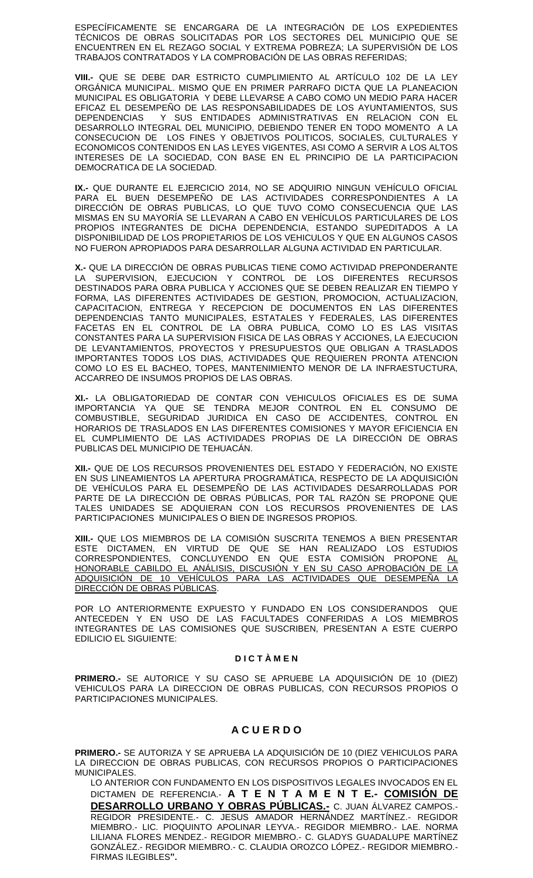ESPECÍFICAMENTE SE ENCARGARA DE LA INTEGRACIÓN DE LOS EXPEDIENTES TÉCNICOS DE OBRAS SOLICITADAS POR LOS SECTORES DEL MUNICIPIO QUE SE ENCUENTREN EN EL REZAGO SOCIAL Y EXTREMA POBREZA; LA SUPERVISIÓN DE LOS TRABAJOS CONTRATADOS Y LA COMPROBACIÓN DE LAS OBRAS REFERIDAS;

**VIII.-** QUE SE DEBE DAR ESTRICTO CUMPLIMIENTO AL ARTÍCULO 102 DE LA LEY ORGÁNICA MUNICIPAL. MISMO QUE EN PRIMER PARRAFO DICTA QUE LA PLANEACION MUNICIPAL ES OBLIGATORIA Y DEBE LLEVARSE A CABO COMO UN MEDIO PARA HACER EFICAZ EL DESEMPEÑO DE LAS RESPONSABILIDADES DE LOS AYUNTAMIENTOS, SUS DEPENDENCIAS Y SUS ENTIDADES ADMINISTRATIVAS EN RELACION CON EL DESARROLLO INTEGRAL DEL MUNICIPIO, DEBIENDO TENER EN TODO MOMENTO A LA CONSECUCION DE LOS FINES Y OBJETIVOS POLITICOS, SOCIALES, CULTURALES Y ECONOMICOS CONTENIDOS EN LAS LEYES VIGENTES, ASI COMO A SERVIR A LOS ALTOS INTERESES DE LA SOCIEDAD, CON BASE EN EL PRINCIPIO DE LA PARTICIPACION DEMOCRATICA DE LA SOCIEDAD.

**IX.-** QUE DURANTE EL EJERCICIO 2014, NO SE ADQUIRIO NINGUN VEHÍCULO OFICIAL PARA EL BUEN DESEMPEÑO DE LAS ACTIVIDADES CORRESPONDIENTES A LA DIRECCIÓN DE OBRAS PUBLICAS, LO QUE TUVO COMO CONSECUENCIA QUE LAS MISMAS EN SU MAYORÍA SE LLEVARAN A CABO EN VEHÍCULOS PARTICULARES DE LOS PROPIOS INTEGRANTES DE DICHA DEPENDENCIA, ESTANDO SUPEDITADOS A LA DISPONIBILIDAD DE LOS PROPIETARIOS DE LOS VEHICULOS Y QUE EN ALGUNOS CASOS NO FUERON APROPIADOS PARA DESARROLLAR ALGUNA ACTIVIDAD EN PARTICULAR.

**X.-** QUE LA DIRECCIÓN DE OBRAS PUBLICAS TIENE COMO ACTIVIDAD PREPONDERANTE LA SUPERVISION, EJECUCION Y CONTROL DE LOS DIFERENTES RECURSOS DESTINADOS PARA OBRA PUBLICA Y ACCIONES QUE SE DEBEN REALIZAR EN TIEMPO Y FORMA, LAS DIFERENTES ACTIVIDADES DE GESTION, PROMOCION, ACTUALIZACION, CAPACITACION, ENTREGA Y RECEPCION DE DOCUMENTOS EN LAS DIFERENTES DEPENDENCIAS TANTO MUNICIPALES, ESTATALES Y FEDERALES, LAS DIFERENTES FACETAS EN EL CONTROL DE LA OBRA PUBLICA, COMO LO ES LAS VISITAS CONSTANTES PARA LA SUPERVISION FISICA DE LAS OBRAS Y ACCIONES, LA EJECUCION DE LEVANTAMIENTOS, PROYECTOS Y PRESUPUESTOS QUE OBLIGAN A TRASLADOS IMPORTANTES TODOS LOS DIAS, ACTIVIDADES QUE REQUIEREN PRONTA ATENCION COMO LO ES EL BACHEO, TOPES, MANTENIMIENTO MENOR DE LA INFRAESTUCTURA, ACCARREO DE INSUMOS PROPIOS DE LAS OBRAS.

**XI.-** LA OBLIGATORIEDAD DE CONTAR CON VEHICULOS OFICIALES ES DE SUMA IMPORTANCIA YA QUE SE TENDRA MEJOR CONTROL EN EL CONSUMO DE COMBUSTIBLE, SEGURIDAD JURIDICA EN CASO DE ACCIDENTES, CONTROL EN HORARIOS DE TRASLADOS EN LAS DIFERENTES COMISIONES Y MAYOR EFICIENCIA EN EL CUMPLIMIENTO DE LAS ACTIVIDADES PROPIAS DE LA DIRECCIÓN DE OBRAS PUBLICAS DEL MUNICIPIO DE TEHUACÁN.

**XII.-** QUE DE LOS RECURSOS PROVENIENTES DEL ESTADO Y FEDERACIÓN, NO EXISTE EN SUS LINEAMIENTOS LA APERTURA PROGRAMÁTICA, RESPECTO DE LA ADQUISICIÓN DE VEHÍCULOS PARA EL DESEMPEÑO DE LAS ACTIVIDADES DESARROLLADAS POR PARTE DE LA DIRECCIÓN DE OBRAS PÚBLICAS, POR TAL RAZÓN SE PROPONE QUE TALES UNIDADES SE ADQUIERAN CON LOS RECURSOS PROVENIENTES DE LAS PARTICIPACIONES MUNICIPALES O BIEN DE INGRESOS PROPIOS.

**XIII.-** QUE LOS MIEMBROS DE LA COMISIÓN SUSCRITA TENEMOS A BIEN PRESENTAR ESTE DICTAMEN, EN VIRTUD DE QUE SE HAN REALIZADO LOS ESTUDIOS CORRESPONDIENTES, CONCLUYENDO EN QUE ESTA COMISIÓN PROPONE AL HONORABLE CABILDO EL ANÁLISIS, DISCUSIÓN Y EN SU CASO APROBACIÓN DE LA ADQUISICIÓN DE 10 VEHÍCULOS PARA LAS ACTIVIDADES QUE DESEMPEÑA LA DIRECCIÓN DE OBRAS PÚBLICAS.

POR LO ANTERIORMENTE EXPUESTO Y FUNDADO EN LOS CONSIDERANDOS QUE ANTECEDEN Y EN USO DE LAS FACULTADES CONFERIDAS A LOS MIEMBROS INTEGRANTES DE LAS COMISIONES QUE SUSCRIBEN, PRESENTAN A ESTE CUERPO EDILICIO EL SIGUIENTE:

**D I C T À M E N**

**PRIMERO.-** SE AUTORICE Y SU CASO SE APRUEBE LA ADQUISICIÓN DE 10 (DIEZ) VEHICULOS PARA LA DIRECCION DE OBRAS PUBLICAS, CON RECURSOS PROPIOS O PARTICIPACIONES MUNICIPALES.

## A C U E R D O

**PRIMERO.-** SE AUTORIZA Y SE APRUEBA LA ADQUISICIÓN DE 10 (DIEZ VEHICULOS PARA LA DIRECCION DE OBRAS PUBLICAS, CON RECURSOS PROPIOS O PARTICIPACIONES MUNICIPALES.

LO ANTERIOR CON FUNDAMENTO EN LOS DISPOSITIVOS LEGALES INVOCADOS EN EL DICTAMEN DE REFERENCIA.- **A T E N T A M E N T E.- COMISIÓN DE DESARROLLO URBANO Y OBRAS PÚBLICAS.-** C. JUAN ÁLVAREZ CAMPOS.- REGIDOR PRESIDENTE.- C. JESUS AMADOR HERNÁNDEZ MARTÍNEZ.- REGIDOR MIEMBRO.- LIC. PIOQUINTO APOLINAR LEYVA.- REGIDOR MIEMBRO.- LAE. NORMA LILIANA FLORES MENDEZ.- REGIDOR MIEMBRO.- C. GLADYS GUADALUPE MARTÍNEZ GONZÁLEZ.- REGIDOR MIEMBRO.- C. CLAUDIA OROZCO LÓPEZ.- REGIDOR MIEMBRO.- FIRMAS ILEGIBLES**".**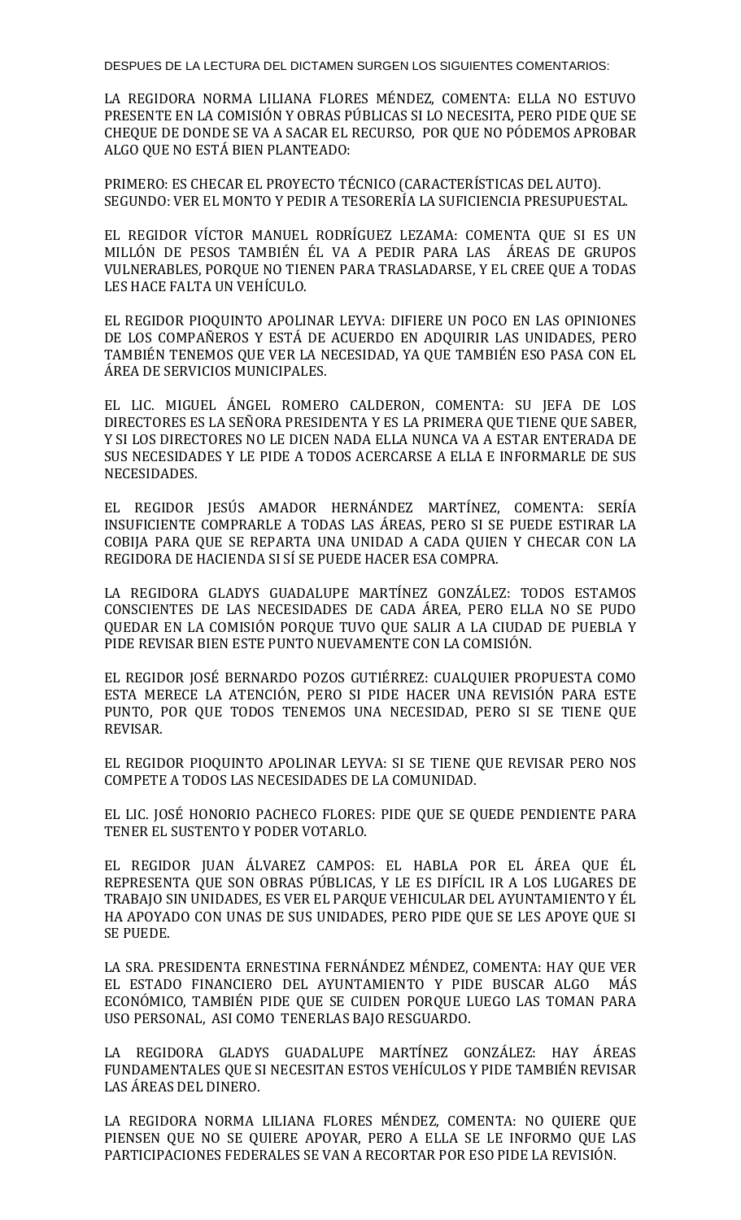DESPUES DE LA LECTURA DEL DICTAMEN SURGEN LOS SIGUIENTES COMENTARIOS:

LA REGIDORA NORMA LILIANA FLORES MÉNDEZ, COMENTA: ELLA NO ESTUVO PRESENTE EN LA COMISIÓN Y OBRAS PÚBLICAS SI LO NECESITA, PERO PIDE QUE SE CHEQUE DE DONDE SE VA A SACAR EL RECURSO, POR QUE NO PÓDEMOS APROBAR ALGO QUE NO ESTÁ BIEN PLANTEADO:

PRIMERO: ES CHECAR EL PROYECTO TÉCNICO (CARACTERÍSTICAS DEL AUTO).
SEGUNDO: VER EL MONTO Y PEDIR A TESORERÍA LA SUFICIENCIA PRESUPUESTAL.

EL REGIDOR VÍCTOR MANUEL RODRÍGUEZ LEZAMA: COMENTA QUE SI ES UN MILLÓN DE PESOS TAMBIÉN ÉL VA A PEDIR PARA LAS ÁREAS DE GRUPOS VULNERABLES, PORQUE NO TIENEN PARA TRASLADARSE, Y EL CREE QUE A TODAS LES HACE FALTA UN VEHÍCULO.

EL REGIDOR PIOQUINTO APOLINAR LEYVA: DIFIERE UN POCO EN LAS OPINIONES DE LOS COMPAÑEROS Y ESTÁ DE ACUERDO EN ADQUIRIR LAS UNIDADES, PERO TAMBIÉN TENEMOS QUE VER LA NECESIDAD, YA QUE TAMBIÉN ESO PASA CON EL ÁREA DE SERVICIOS MUNICIPALES.

EL LIC. MIGUEL ÁNGEL ROMERO CALDERON, COMENTA: SU JEFA DE LOS DIRECTORES ES LA SEÑORA PRESIDENTA Y ES LA PRIMERA QUE TIENE QUE SABER, Y SI LOS DIRECTORES NO LE DICEN NADA ELLA NUNCA VA A ESTAR ENTERADA DE SUS NECESIDADES Y LE PIDE A TODOS ACERCARSE A ELLA E INFORMARLE DE SUS NECESIDADES.

EL REGIDOR JESÚS AMADOR HERNÁNDEZ MARTÍNEZ, COMENTA: SERÍA INSUFICIENTE COMPRARLE A TODAS LAS ÁREAS, PERO SI SE PUEDE ESTIRAR LA COBIJA PARA QUE SE REPARTA UNA UNIDAD A CADA QUIEN Y CHECAR CON LA REGIDORA DE HACIENDA SI SÍ SE PUEDE HACER ESA COMPRA.

LA REGIDORA GLADYS GUADALUPE MARTÍNEZ GONZÁLEZ: TODOS ESTAMOS CONSCIENTES DE LAS NECESIDADES DE CADA ÁREA, PERO ELLA NO SE PUDO QUEDAR EN LA COMISIÓN PORQUE TUVO QUE SALIR A LA CIUDAD DE PUEBLA Y PIDE REVISAR BIEN ESTE PUNTO NUEVAMENTE CON LA COMISIÓN.

EL REGIDOR JOSÉ BERNARDO POZOS GUTIÉRREZ: CUALQUIER PROPUESTA COMO ESTA MERECE LA ATENCIÓN, PERO SI PIDE HACER UNA REVISIÓN PARA ESTE PUNTO, POR QUE TODOS TENEMOS UNA NECESIDAD, PERO SI SE TIENE QUE REVISAR.

EL REGIDOR PIOQUINTO APOLINAR LEYVA: SI SE TIENE QUE REVISAR PERO NOS COMPETE A TODOS LAS NECESIDADES DE LA COMUNIDAD.

EL LIC. JOSÉ HONORIO PACHECO FLORES: PIDE QUE SE QUEDE PENDIENTE PARA TENER EL SUSTENTO Y PODER VOTARLO.

EL REGIDOR JUAN ÁLVAREZ CAMPOS: EL HABLA POR EL ÁREA QUE ÉL REPRESENTA QUE SON OBRAS PÚBLICAS, Y LE ES DIFÍCIL IR A LOS LUGARES DE TRABAJO SIN UNIDADES, ES VER EL PARQUE VEHICULAR DEL AYUNTAMIENTO Y ÉL HA APOYADO CON UNAS DE SUS UNIDADES, PERO PIDE QUE SE LES APOYE QUE SI SE PUEDE.

LA SRA. PRESIDENTA ERNESTINA FERNÁNDEZ MÉNDEZ, COMENTA: HAY QUE VER EL ESTADO FINANCIERO DEL AYUNTAMIENTO Y PIDE BUSCAR ALGO MÁS ECONÓMICO, TAMBIÉN PIDE QUE SE CUIDEN PORQUE LUEGO LAS TOMAN PARA USO PERSONAL, ASI COMO TENERLAS BAJO RESGUARDO.

LA REGIDORA GLADYS GUADALUPE MARTÍNEZ GONZÁLEZ: HAY ÁREAS FUNDAMENTALES QUE SI NECESITAN ESTOS VEHÍCULOS Y PIDE TAMBIÉN REVISAR LAS ÁREAS DEL DINERO.

LA REGIDORA NORMA LILIANA FLORES MÉNDEZ, COMENTA: NO QUIERE QUE PIENSEN QUE NO SE QUIERE APOYAR, PERO A ELLA SE LE INFORMO QUE LAS PARTICIPACIONES FEDERALES SE VAN A RECORTAR POR ESO PIDE LA REVISIÓN.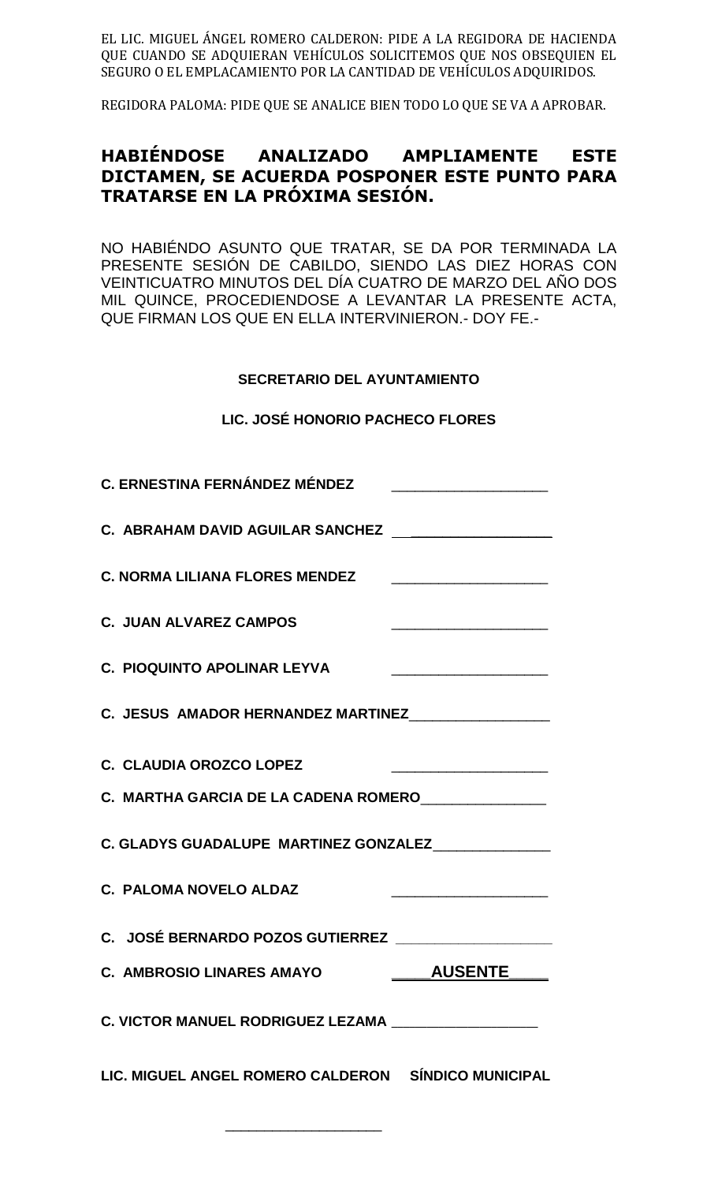EL LIC. MIGUEL ÁNGEL ROMERO CALDERON: PIDE A LA REGIDORA DE HACIENDA QUE CUANDO SE ADQUIERAN VEHÍCULOS SOLICITEMOS QUE NOS OBSEQUIEN EL SEGURO O EL EMPLACAMIENTO POR LA CANTIDAD DE VEHÍCULOS ADQUIRIDOS.

REGIDORA PALOMA: PIDE QUE SE ANALICE BIEN TODO LO QUE SE VA A APROBAR.

**HABIÉNDOSE ANALIZADO AMPLIAMENTE ESTE DICTAMEN, SE ACUERDA POSPONER ESTE PUNTO PARA TRATARSE EN LA PRÓXIMA SESIÓN.**

NO HABIÉNDO ASUNTO QUE TRATAR, SE DA POR TERMINADA LA PRESENTE SESIÓN DE CABILDO, SIENDO LAS DIEZ HORAS CON VEINTICUATRO MINUTOS DEL DÍA CUATRO DE MARZO DEL AÑO DOS MIL QUINCE, PROCEDIENDOSE A LEVANTAR LA PRESENTE ACTA, QUE FIRMAN LOS QUE EN ELLA INTERVINIERON.- DOY FE.-

**SECRETARIO DEL AYUNTAMIENTO**

**LIC. JOSÉ HONORIO PACHECO FLORES**

**C. ERNESTINA FERNÁNDEZ MÉNDEZ** ____________________

**C. ABRAHAM DAVID AGUILAR SANCHEZ** ____________________

**C. NORMA LILIANA FLORES MENDEZ** ____________________

**C. JUAN ALVAREZ CAMPOS** ____________________

**C. PIOQUINTO APOLINAR LEYVA** ____________________

**C. JESUS AMADOR HERNANDEZ MARTINEZ** ____________________

**C. CLAUDIA OROZCO LOPEZ** ____________________

**C. MARTHA GARCIA DE LA CADENA ROMERO** ____________________

**C. GLADYS GUADALUPE MARTINEZ GONZALEZ** ____________________

**C. PALOMA NOVELO ALDAZ** ____________________

**C. JOSÉ BERNARDO POZOS GUTIERREZ** ____________________

**C. AMBROSIO LINARES AMAYO** _____**AUSENTE**_____

**C. VICTOR MANUEL RODRIGUEZ LEZAMA** ____________________

**LIC. MIGUEL ANGEL ROMERO CALDERON SÍNDICO MUNICIPAL**

____________________